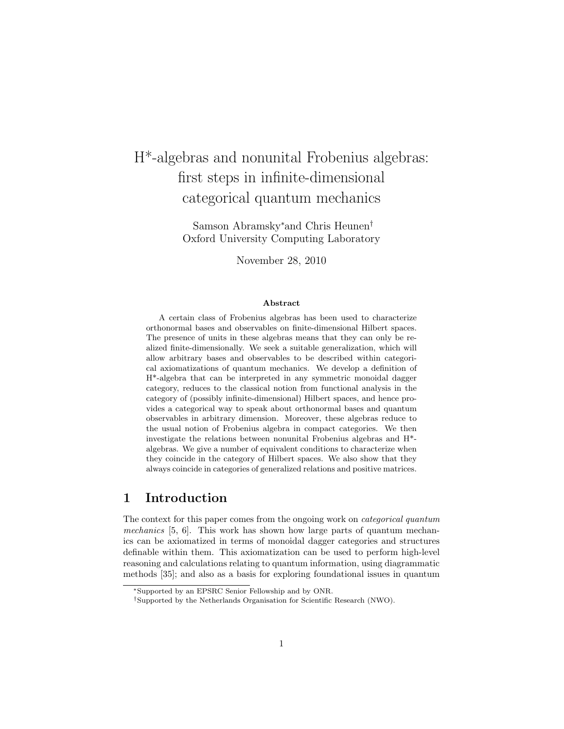# H*-algebras and nonunital Frobenius algebras: first steps in infinite-dimensional categorical quantum mechanics

Samson Abramsky[*] and Chris Heunen[†]
Oxford University Computing Laboratory

November 28, 2010

### Abstract

A certain class of Frobenius algebras has been used to characterize orthonormal bases and observables on finite-dimensional Hilbert spaces. The presence of units in these algebras means that they can only be realized finite-dimensionally. We seek a suitable generalization, which will allow arbitrary bases and observables to be described within categorical axiomatizations of quantum mechanics. We develop a definition of H*-algebra that can be interpreted in any symmetric monoidal dagger category, reduces to the classical notion from functional analysis in the category of (possibly infinite-dimensional) Hilbert spaces, and hence provides a categorical way to speak about orthonormal bases and quantum observables in arbitrary dimension. Moreover, these algebras reduce to the usual notion of Frobenius algebra in compact categories. We then investigate the relations between nonunital Frobenius algebras and H*-algebras. We give a number of equivalent conditions to characterize when they coincide in the category of Hilbert spaces. We also show that they always coincide in categories of generalized relations and positive matrices.

## 1 Introduction

The context for this paper comes from the ongoing work on *categorical quantum mechanics* [5, 6]. This work has shown how large parts of quantum mechanics can be axiomatized in terms of monoidal dagger categories and structures definable within them. This axiomatization can be used to perform high-level reasoning and calculations relating to quantum information, using diagrammatic methods [35]; and also as a basis for exploring foundational issues in quantum

[*] Supported by an EPSRC Senior Fellowship and by ONR.

[†] Supported by the Netherlands Organisation for Scientific Research (NWO).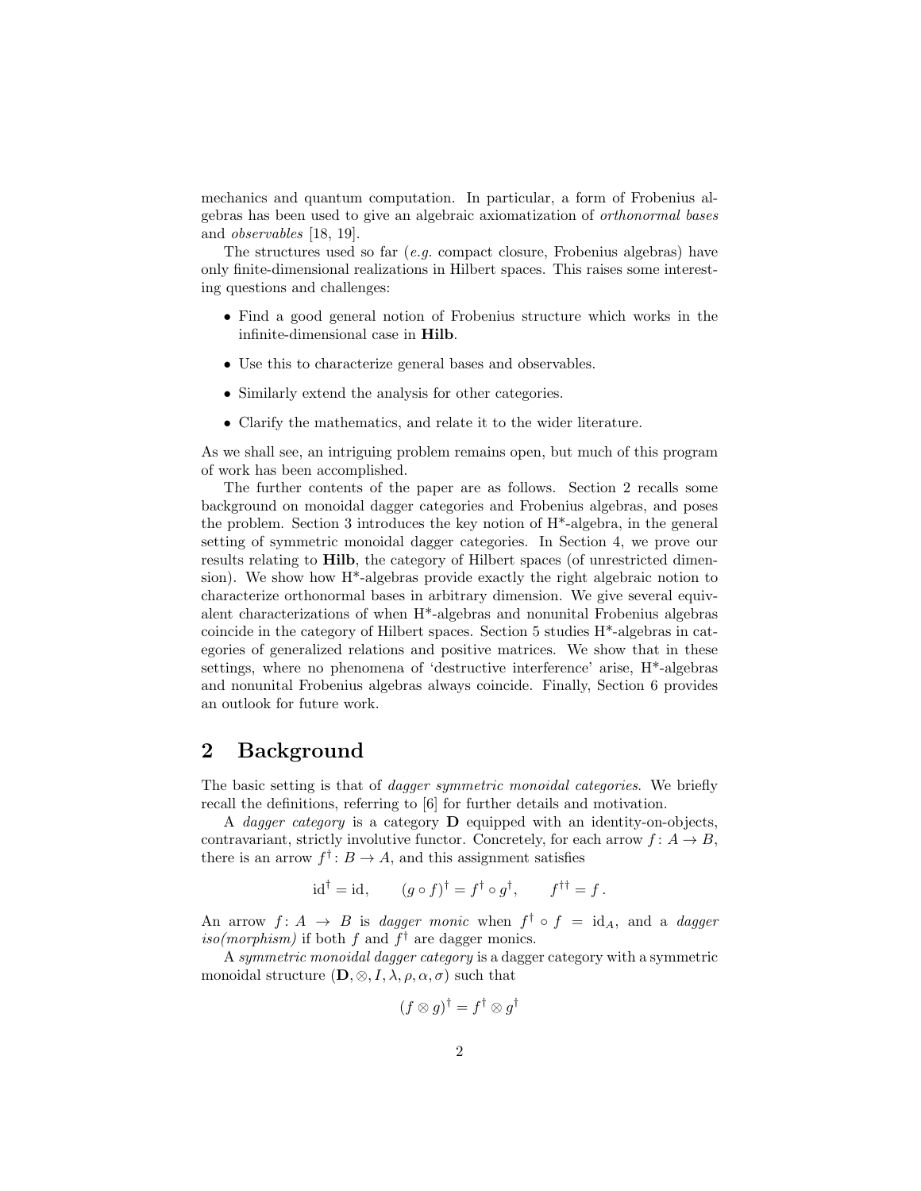mechanics and quantum computation. In particular, a form of Frobenius algebras has been used to give an algebraic axiomatization of *orthonormal bases* and *observables* [18, 19].

The structures used so far (*e.g.* compact closure, Frobenius algebras) have only finite-dimensional realizations in Hilbert spaces. This raises some interesting questions and challenges:

- Find a good general notion of Frobenius structure which works in the infinite-dimensional case in **Hilb**.
- Use this to characterize general bases and observables.
- Similarly extend the analysis for other categories.
- Clarify the mathematics, and relate it to the wider literature.

As we shall see, an intriguing problem remains open, but much of this program of work has been accomplished.

The further contents of the paper are as follows. Section 2 recalls some background on monoidal dagger categories and Frobenius algebras, and poses the problem. Section 3 introduces the key notion of H*-algebra, in the general setting of symmetric monoidal dagger categories. In Section 4, we prove our results relating to **Hilb**, the category of Hilbert spaces (of unrestricted dimension). We show how H*-algebras provide exactly the right algebraic notion to characterize orthonormal bases in arbitrary dimension. We give several equivalent characterizations of when H*-algebras and nonunital Frobenius algebras coincide in the category of Hilbert spaces. Section 5 studies H*-algebras in categories of generalized relations and positive matrices. We show that in these settings, where no phenomena of 'destructive interference' arise, H*-algebras and nonunital Frobenius algebras always coincide. Finally, Section 6 provides an outlook for future work.

## 2 Background

The basic setting is that of *dagger symmetric monoidal categories*. We briefly recall the definitions, referring to [6] for further details and motivation.

A *dagger category* is a category $\mathbf{D}$ equipped with an identity-on-objects, contravariant, strictly involutive functor. Concretely, for each arrow $f\colon A \to B$, there is an arrow $f^\dagger\colon B \to A$, and this assignment satisfies

$$\mathrm{id}^\dagger = \mathrm{id}, \qquad (g \circ f)^\dagger = f^\dagger \circ g^\dagger, \qquad f^{\dagger\dagger} = f\,.$$

An arrow $f\colon A \to B$ is *dagger monic* when $f^\dagger \circ f = \mathrm{id}_A$, and a *dagger iso(morphism)* if both $f$ and $f^\dagger$ are dagger monics.

A *symmetric monoidal dagger category* is a dagger category with a symmetric monoidal structure $(\mathbf{D}, \otimes, I, \lambda, \rho, \alpha, \sigma)$ such that

$$(f \otimes g)^\dagger = f^\dagger \otimes g^\dagger$$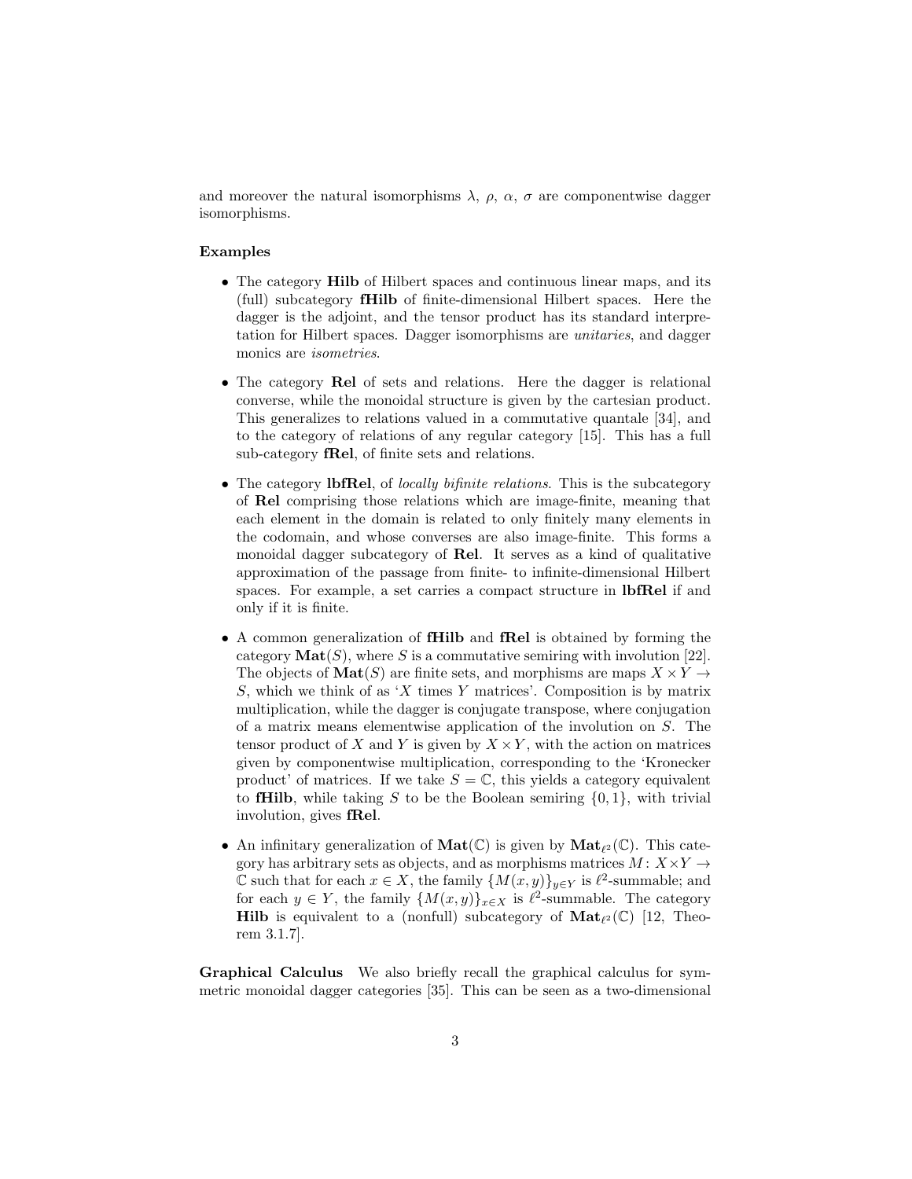and moreover the natural isomorphisms $\lambda$, $\rho$, $\alpha$, $\sigma$ are componentwise dagger isomorphisms.

**Examples**

- The category **Hilb** of Hilbert spaces and continuous linear maps, and its (full) subcategory **fHilb** of finite-dimensional Hilbert spaces. Here the dagger is the adjoint, and the tensor product has its standard interpretation for Hilbert spaces. Dagger isomorphisms are *unitaries*, and dagger monics are *isometries*.

- The category **Rel** of sets and relations. Here the dagger is relational converse, while the monoidal structure is given by the cartesian product. This generalizes to relations valued in a commutative quantale [34], and to the category of relations of any regular category [15]. This has a full sub-category **fRel**, of finite sets and relations.

- The category **lbfRel**, of *locally bifinite relations*. This is the subcategory of **Rel** comprising those relations which are image-finite, meaning that each element in the domain is related to only finitely many elements in the codomain, and whose converses are also image-finite. This forms a monoidal dagger subcategory of **Rel**. It serves as a kind of qualitative approximation of the passage from finite- to infinite-dimensional Hilbert spaces. For example, a set carries a compact structure in **lbfRel** if and only if it is finite.

- A common generalization of **fHilb** and **fRel** is obtained by forming the category $\mathbf{Mat}(S)$, where $S$ is a commutative semiring with involution [22]. The objects of $\mathbf{Mat}(S)$ are finite sets, and morphisms are maps $X \times Y \to S$, which we think of as '$X$ times $Y$ matrices'. Composition is by matrix multiplication, while the dagger is conjugate transpose, where conjugation of a matrix means elementwise application of the involution on $S$. The tensor product of $X$ and $Y$ is given by $X \times Y$, with the action on matrices given by componentwise multiplication, corresponding to the 'Kronecker product' of matrices. If we take $S = \mathbb{C}$, this yields a category equivalent to **fHilb**, while taking $S$ to be the Boolean semiring $\{0, 1\}$, with trivial involution, gives **fRel**.

- An infinitary generalization of $\mathbf{Mat}(\mathbb{C})$ is given by $\mathbf{Mat}_{\ell^2}(\mathbb{C})$. This category has arbitrary sets as objects, and as morphisms matrices $M : X \times Y \to \mathbb{C}$ such that for each $x \in X$, the family $\{M(x, y)\}_{y \in Y}$ is $\ell^2$-summable; and for each $y \in Y$, the family $\{M(x, y)\}_{x \in X}$ is $\ell^2$-summable. The category **Hilb** is equivalent to a (nonfull) subcategory of $\mathbf{Mat}_{\ell^2}(\mathbb{C})$ [12, Theorem 3.1.7].

**Graphical Calculus** We also briefly recall the graphical calculus for symmetric monoidal dagger categories [35]. This can be seen as a two-dimensional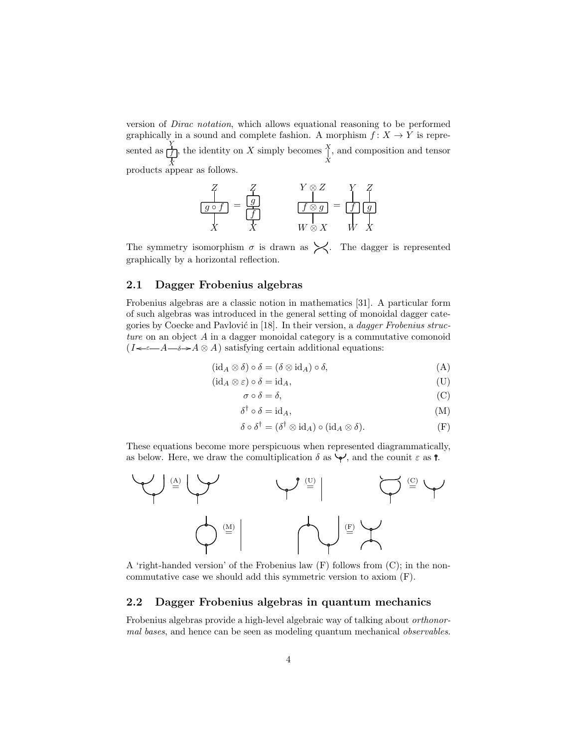version of *Dirac notation*, which allows equational reasoning to be performed graphically in a sound and complete fashion. A morphism $f\colon X \to Y$ is represented as , the identity on $X$ simply becomes , and composition and tensor products appear as follows.

The symmetry isomorphism $\sigma$ is drawn as . The dagger is represented graphically by a horizontal reflection.

## 2.1 Dagger Frobenius algebras

Frobenius algebras are a classic notion in mathematics [31]. A particular form of such algebras was introduced in the general setting of monoidal dagger categories by Coecke and Pavlović in [18]. In their version, a *dagger Frobenius structure* on an object $A$ in a dagger monoidal category is a commutative comonoid $(I \xleftarrow{\varepsilon} A \xrightarrow{\delta} A \otimes A)$ satisfying certain additional equations:

$$(\mathrm{id}_A \otimes \delta) \circ \delta = (\delta \otimes \mathrm{id}_A) \circ \delta, \tag{A}$$

$$(\mathrm{id}_A \otimes \varepsilon) \circ \delta = \mathrm{id}_A, \tag{U}$$

$$\sigma \circ \delta = \delta, \tag{C}$$

$$\delta^\dagger \circ \delta = \mathrm{id}_A, \tag{M}$$

$$\delta \circ \delta^\dagger = (\delta^\dagger \otimes \mathrm{id}_A) \circ (\mathrm{id}_A \otimes \delta). \tag{F}$$

These equations become more perspicuous when represented diagrammatically, as below. Here, we draw the comultiplication $\delta$ as , and the counit $\varepsilon$ as .

A 'right-handed version' of the Frobenius law (F) follows from (C); in the non-commutative case we should add this symmetric version to axiom (F).

## 2.2 Dagger Frobenius algebras in quantum mechanics

Frobenius algebras provide a high-level algebraic way of talking about *orthonormal bases*, and hence can be seen as modeling quantum mechanical *observables*.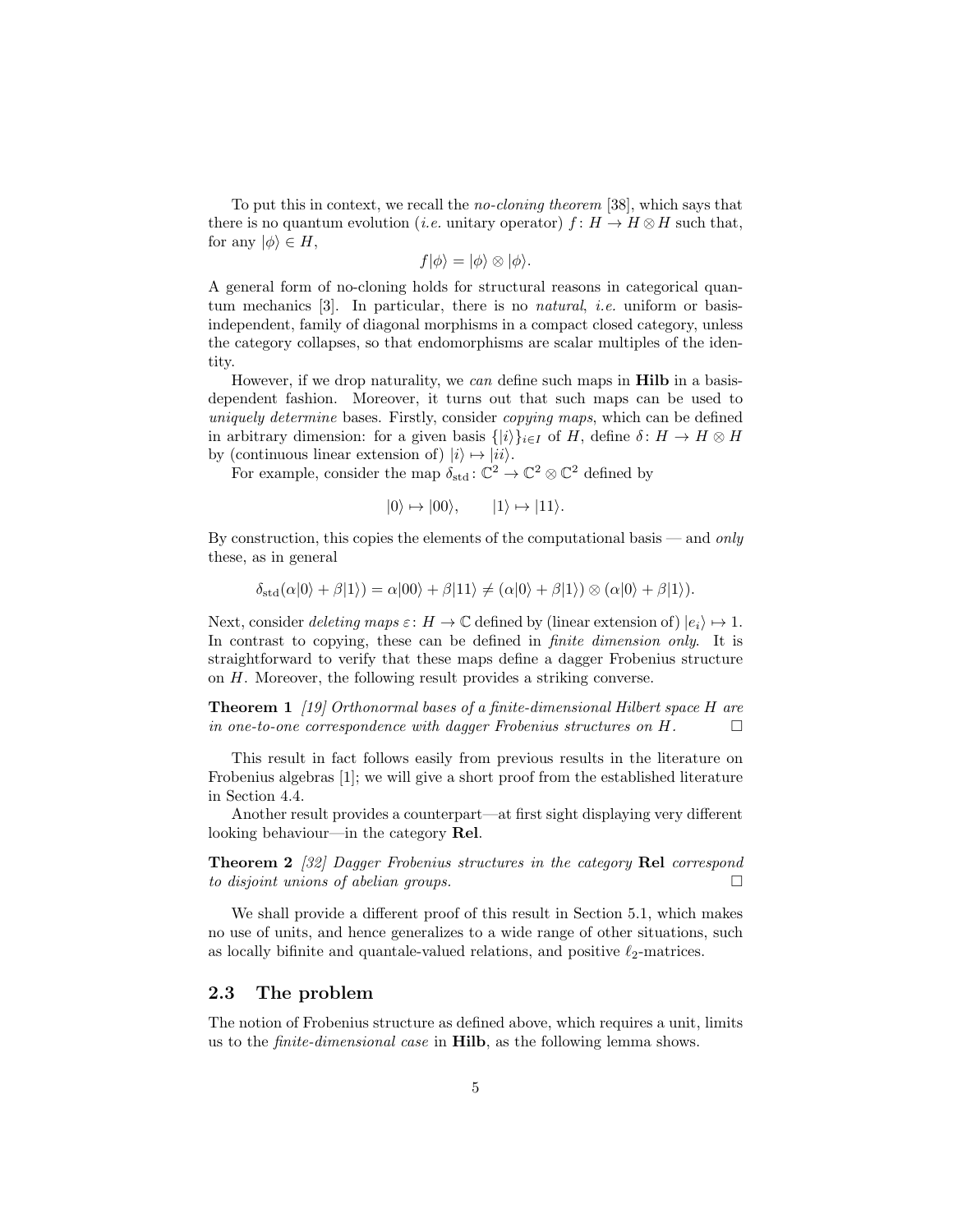To put this in context, we recall the *no-cloning theorem* [38], which says that there is no quantum evolution (*i.e.* unitary operator) $f\colon H \to H \otimes H$ such that, for any $|\phi\rangle \in H$,

$$f|\phi\rangle = |\phi\rangle \otimes |\phi\rangle.$$

A general form of no-cloning holds for structural reasons in categorical quantum mechanics [3]. In particular, there is no *natural*, *i.e.* uniform or basis-independent, family of diagonal morphisms in a compact closed category, unless the category collapses, so that endomorphisms are scalar multiples of the identity.

However, if we drop naturality, we *can* define such maps in **Hilb** in a basis-dependent fashion. Moreover, it turns out that such maps can be used to *uniquely determine* bases. Firstly, consider *copying maps*, which can be defined in arbitrary dimension: for a given basis $\{|i\rangle\}_{i\in I}$ of $H$, define $\delta\colon H \to H \otimes H$ by (continuous linear extension of) $|i\rangle \mapsto |ii\rangle$.

For example, consider the map $\delta_{\text{std}}\colon \mathbb{C}^2 \to \mathbb{C}^2 \otimes \mathbb{C}^2$ defined by

$$|0\rangle \mapsto |00\rangle, \qquad |1\rangle \mapsto |11\rangle.$$

By construction, this copies the elements of the computational basis — and *only* these, as in general

$$\delta_{\text{std}}(\alpha|0\rangle + \beta|1\rangle) = \alpha|00\rangle + \beta|11\rangle \neq (\alpha|0\rangle + \beta|1\rangle) \otimes (\alpha|0\rangle + \beta|1\rangle).$$

Next, consider *deleting maps* $\varepsilon\colon H \to \mathbb{C}$ defined by (linear extension of) $|e_i\rangle \mapsto 1$. In contrast to copying, these can be defined in *finite dimension only*. It is straightforward to verify that these maps define a dagger Frobenius structure on $H$. Moreover, the following result provides a striking converse.

**Theorem 1** *[19] Orthonormal bases of a finite-dimensional Hilbert space $H$ are in one-to-one correspondence with dagger Frobenius structures on $H$.* □

This result in fact follows easily from previous results in the literature on Frobenius algebras [1]; we will give a short proof from the established literature in Section 4.4.

Another result provides a counterpart—at first sight displaying very different looking behaviour—in the category **Rel**.

**Theorem 2** *[32] Dagger Frobenius structures in the category* **Rel** *correspond to disjoint unions of abelian groups.* □

We shall provide a different proof of this result in Section 5.1, which makes no use of units, and hence generalizes to a wide range of other situations, such as locally bifinite and quantale-valued relations, and positive $\ell_2$-matrices.

## 2.3 The problem

The notion of Frobenius structure as defined above, which requires a unit, limits us to the *finite-dimensional case* in **Hilb**, as the following lemma shows.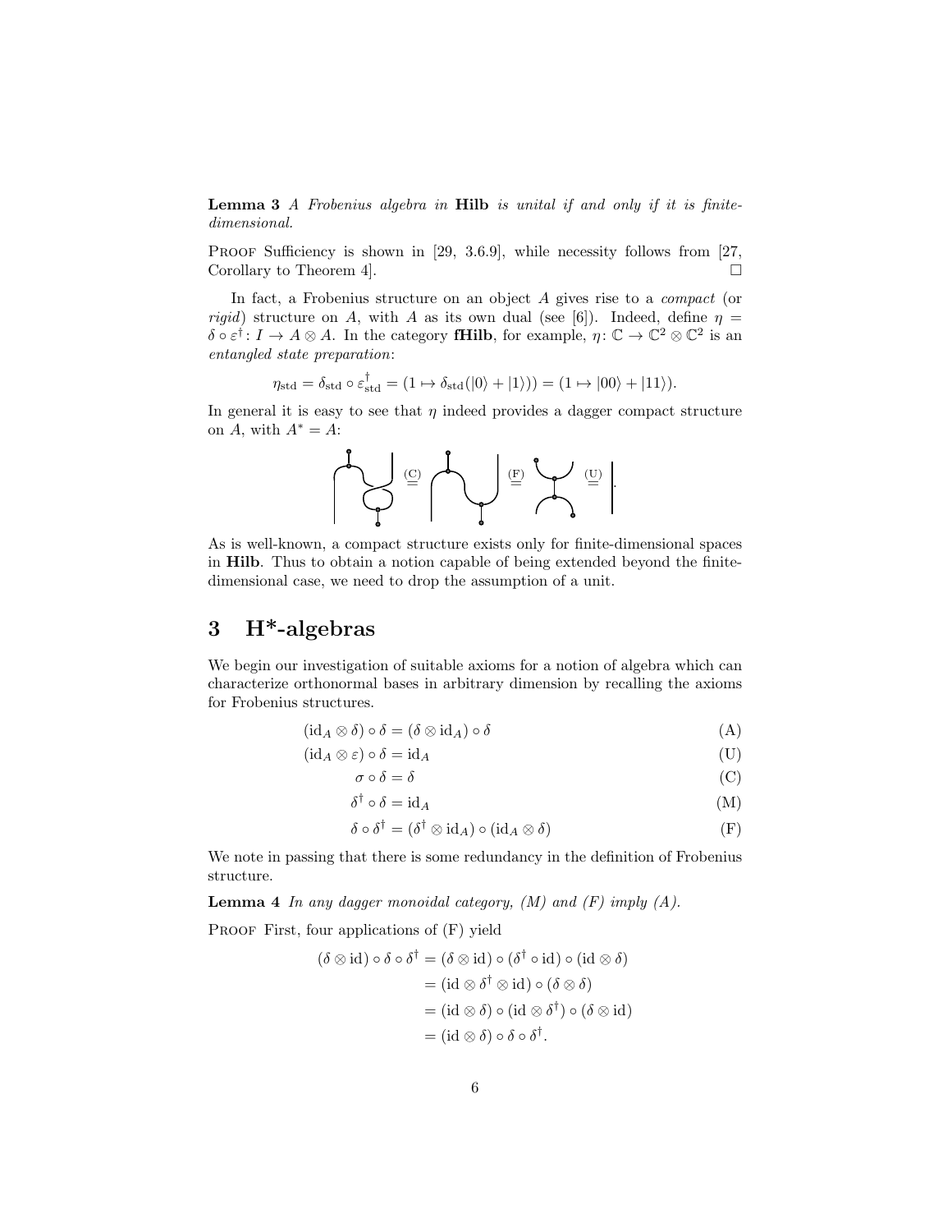**Lemma 3** *A Frobenius algebra in* **Hilb** *is unital if and only if it is finite-dimensional.*

Proof Sufficiency is shown in [29, 3.6.9], while necessity follows from [27, Corollary to Theorem 4]. □

In fact, a Frobenius structure on an object $A$ gives rise to a *compact* (or *rigid*) structure on $A$, with $A$ as its own dual (see [6]). Indeed, define $\eta = \delta \circ \varepsilon^\dagger \colon I \to A \otimes A$. In the category **fHilb**, for example, $\eta \colon \mathbb{C} \to \mathbb{C}^2 \otimes \mathbb{C}^2$ is an *entangled state preparation*:

$$\eta_{\text{std}} = \delta_{\text{std}} \circ \varepsilon^\dagger_{\text{std}} = (1 \mapsto \delta_{\text{std}}(|0\rangle + |1\rangle)) = (1 \mapsto |00\rangle + |11\rangle).$$

In general it is easy to see that $\eta$ indeed provides a dagger compact structure on $A$, with $A^* = A$:

$$\overset{(C)}{=} \quad \overset{(F)}{=} \quad \overset{(U)}{=} \quad .$$

As is well-known, a compact structure exists only for finite-dimensional spaces in **Hilb**. Thus to obtain a notion capable of being extended beyond the finite-dimensional case, we need to drop the assumption of a unit.

# 3 H*-algebras

We begin our investigation of suitable axioms for a notion of algebra which can characterize orthonormal bases in arbitrary dimension by recalling the axioms for Frobenius structures.

$$(\mathrm{id}_A \otimes \delta) \circ \delta = (\delta \otimes \mathrm{id}_A) \circ \delta \tag{A}$$

$$(\mathrm{id}_A \otimes \varepsilon) \circ \delta = \mathrm{id}_A \tag{U}$$

$$\sigma \circ \delta = \delta \tag{C}$$

$$\delta^\dagger \circ \delta = \mathrm{id}_A \tag{M}$$

$$\delta \circ \delta^\dagger = (\delta^\dagger \otimes \mathrm{id}_A) \circ (\mathrm{id}_A \otimes \delta) \tag{F}$$

We note in passing that there is some redundancy in the definition of Frobenius structure.

**Lemma 4** *In any dagger monoidal category, (M) and (F) imply (A).*

Proof First, four applications of (F) yield

$$\begin{aligned}
(\delta \otimes \mathrm{id}) \circ \delta \circ \delta^\dagger &= (\delta \otimes \mathrm{id}) \circ (\delta^\dagger \circ \mathrm{id}) \circ (\mathrm{id} \otimes \delta) \\
&= (\mathrm{id} \otimes \delta^\dagger \otimes \mathrm{id}) \circ (\delta \otimes \delta) \\
&= (\mathrm{id} \otimes \delta) \circ (\mathrm{id} \otimes \delta^\dagger) \circ (\delta \otimes \mathrm{id}) \\
&= (\mathrm{id} \otimes \delta) \circ \delta \circ \delta^\dagger.
\end{aligned}$$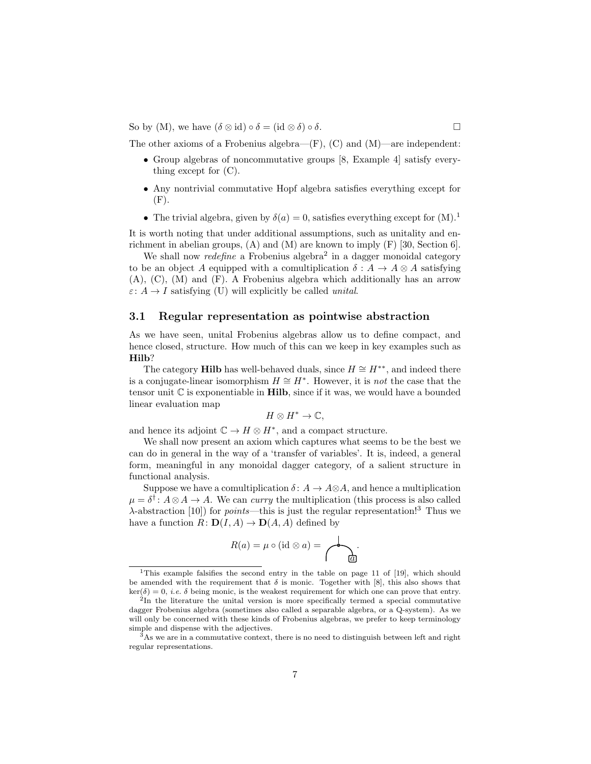So by (M), we have $(\delta \otimes \mathrm{id}) \circ \delta = (\mathrm{id} \otimes \delta) \circ \delta$. □

The other axioms of a Frobenius algebra—(F), (C) and (M)—are independent:

- Group algebras of noncommutative groups [8, Example 4] satisfy everything except for (C).
- Any nontrivial commutative Hopf algebra satisfies everything except for (F).
- The trivial algebra, given by $\delta(a) = 0$, satisfies everything except for (M).[1]

It is worth noting that under additional assumptions, such as unitality and enrichment in abelian groups, (A) and (M) are known to imply (F) [30, Section 6].

We shall now *redefine* a Frobenius algebra[2] in a dagger monoidal category to be an object $A$ equipped with a comultiplication $\delta : A \to A \otimes A$ satisfying (A), (C), (M) and (F). A Frobenius algebra which additionally has an arrow $\varepsilon : A \to I$ satisfying (U) will explicitly be called *unital*.

### 3.1 Regular representation as pointwise abstraction

As we have seen, unital Frobenius algebras allow us to define compact, and hence closed, structure. How much of this can we keep in key examples such as **Hilb**?

The category **Hilb** has well-behaved duals, since $H \cong H^{**}$, and indeed there is a conjugate-linear isomorphism $H \cong H^*$. However, it is *not* the case that the tensor unit $\mathbb{C}$ is exponentiable in **Hilb**, since if it was, we would have a bounded linear evaluation map

$$H \otimes H^* \to \mathbb{C},$$

and hence its adjoint $\mathbb{C} \to H \otimes H^*$, and a compact structure.

We shall now present an axiom which captures what seems to be the best we can do in general in the way of a 'transfer of variables'. It is, indeed, a general form, meaningful in any monoidal dagger category, of a salient structure in functional analysis.

Suppose we have a comultiplication $\delta : A \to A \otimes A$, and hence a multiplication $\mu = \delta^\dagger : A \otimes A \to A$. We can *curry* the multiplication (this process is also called $\lambda$-abstraction [10]) for *points*—this is just the regular representation![3] Thus we have a function $R : \mathbf{D}(I, A) \to \mathbf{D}(A, A)$ defined by

$$R(a) = \mu \circ (\mathrm{id} \otimes a) = \text{[diagram]}.$$

---

[1] This example falsifies the second entry in the table on page 11 of [19], which should be amended with the requirement that $\delta$ is monic. Together with [8], this also shows that $\ker(\delta) = 0$, *i.e.* $\delta$ being monic, is the weakest requirement for which one can prove that entry.

[2] In the literature the unital version is more specifically termed a special commutative dagger Frobenius algebra (sometimes also called a separable algebra, or a Q-system). As we will only be concerned with these kinds of Frobenius algebras, we prefer to keep terminology simple and dispense with the adjectives.

[3] As we are in a commutative context, there is no need to distinguish between left and right regular representations.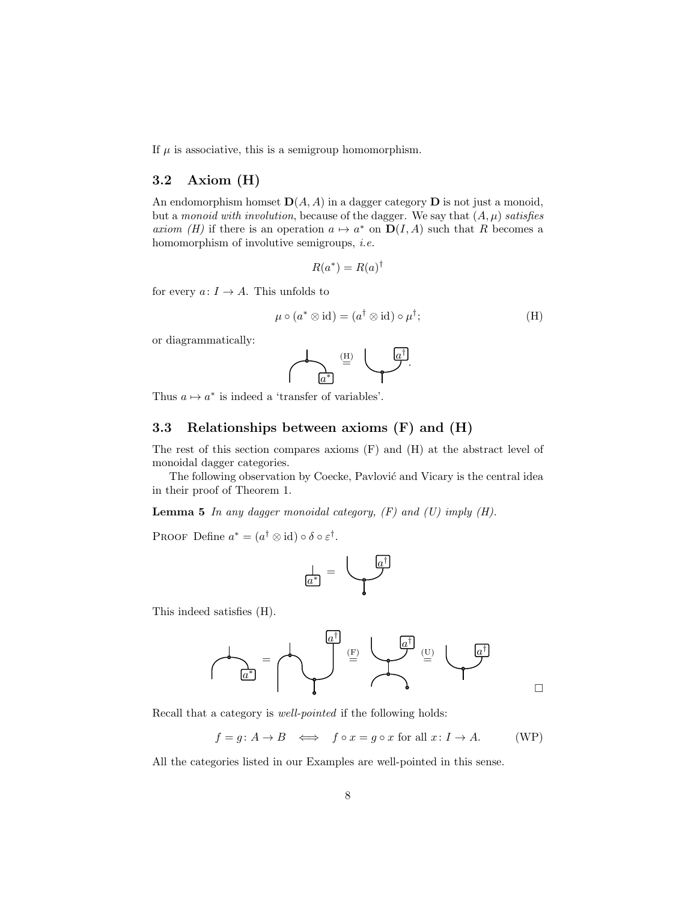If $\mu$ is associative, this is a semigroup homomorphism.

## 3.2 Axiom (H)

An endomorphism homset $\mathbf{D}(A, A)$ in a dagger category $\mathbf{D}$ is not just a monoid, but a *monoid with involution*, because of the dagger. We say that $(A, \mu)$ *satisfies axiom (H)* if there is an operation $a \mapsto a^*$ on $\mathbf{D}(I, A)$ such that $R$ becomes a homomorphism of involutive semigroups, *i.e.*

$$R(a^*) = R(a)^\dagger$$

for every $a \colon I \to A$. This unfolds to

$$\mu \circ (a^* \otimes \mathrm{id}) = (a^\dagger \otimes \mathrm{id}) \circ \mu^\dagger; \tag{H}$$

or diagrammatically:

Thus $a \mapsto a^*$ is indeed a 'transfer of variables'.

## 3.3 Relationships between axioms (F) and (H)

The rest of this section compares axioms (F) and (H) at the abstract level of monoidal dagger categories.

The following observation by Coecke, Pavlović and Vicary is the central idea in their proof of Theorem 1.

**Lemma 5** *In any dagger monoidal category, (F) and (U) imply (H).*

PROOF Define $a^* = (a^\dagger \otimes \mathrm{id}) \circ \delta \circ \varepsilon^\dagger$.

This indeed satisfies (H).

□

Recall that a category is *well-pointed* if the following holds:

$$f = g \colon A \to B \iff f \circ x = g \circ x \text{ for all } x \colon I \to A. \tag{WP}$$

All the categories listed in our Examples are well-pointed in this sense.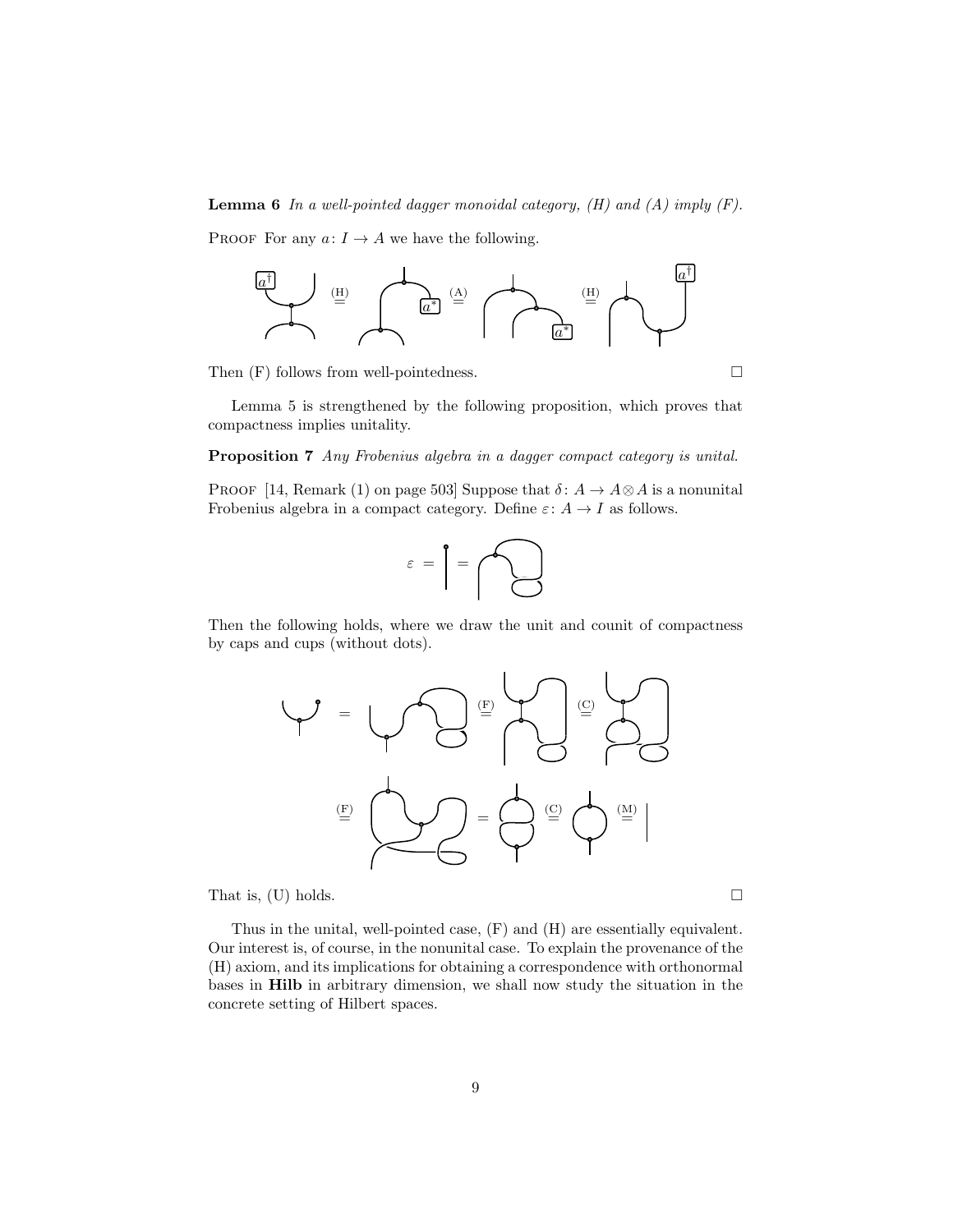**Lemma 6** *In a well-pointed dagger monoidal category, (H) and (A) imply (F).*

Proof For any $a\colon I \to A$ we have the following.

Then (F) follows from well-pointedness. □

Lemma 5 is strengthened by the following proposition, which proves that compactness implies unitality.

**Proposition 7** *Any Frobenius algebra in a dagger compact category is unital.*

Proof [14, Remark (1) on page 503] Suppose that $\delta\colon A \to A \otimes A$ is a nonunital Frobenius algebra in a compact category. Define $\varepsilon\colon A \to I$ as follows.

Then the following holds, where we draw the unit and counit of compactness by caps and cups (without dots).

That is, (U) holds. □

Thus in the unital, well-pointed case, (F) and (H) are essentially equivalent. Our interest is, of course, in the nonunital case. To explain the provenance of the (H) axiom, and its implications for obtaining a correspondence with orthonormal bases in **Hilb** in arbitrary dimension, we shall now study the situation in the concrete setting of Hilbert spaces.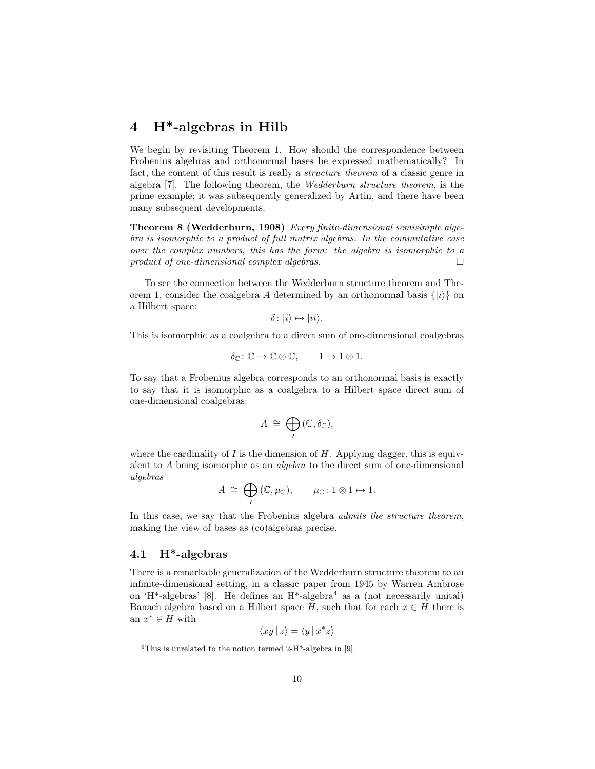# 4 H*-algebras in Hilb

We begin by revisiting Theorem 1. How should the correspondence between Frobenius algebras and orthonormal bases be expressed mathematically? In fact, the content of this result is really a *structure theorem* of a classic genre in algebra [7]. The following theorem, the *Wedderburn structure theorem*, is the prime example; it was subsequently generalized by Artin, and there have been many subsequent developments.

**Theorem 8 (Wedderburn, 1908)** *Every finite-dimensional semisimple algebra is isomorphic to a product of full matrix algebras. In the commutative case over the complex numbers, this has the form: the algebra is isomorphic to a product of one-dimensional complex algebras.* □

To see the connection between the Wedderburn structure theorem and Theorem 1, consider the coalgebra $A$ determined by an orthonormal basis $\{|i\rangle\}$ on a Hilbert space:

$$\delta \colon |i\rangle \mapsto |ii\rangle.$$

This is isomorphic as a coalgebra to a direct sum of one-dimensional coalgebras

$$\delta_{\mathbb{C}} \colon \mathbb{C} \to \mathbb{C} \otimes \mathbb{C}, \qquad 1 \mapsto 1 \otimes 1.$$

To say that a Frobenius algebra corresponds to an orthonormal basis is exactly to say that it is isomorphic as a coalgebra to a Hilbert space direct sum of one-dimensional coalgebras:

$$A \;\cong\; \bigoplus_{I} (\mathbb{C}, \delta_{\mathbb{C}}),$$

where the cardinality of $I$ is the dimension of $H$. Applying dagger, this is equivalent to $A$ being isomorphic as an *algebra* to the direct sum of one-dimensional *algebras*

$$A \;\cong\; \bigoplus_{I} (\mathbb{C}, \mu_{\mathbb{C}}), \qquad \mu_{\mathbb{C}} \colon 1 \otimes 1 \mapsto 1.$$

In this case, we say that the Frobenius algebra *admits the structure theorem*, making the view of bases as (co)algebras precise.

## 4.1 H*-algebras

There is a remarkable generalization of the Wedderburn structure theorem to an infinite-dimensional setting, in a classic paper from 1945 by Warren Ambrose on 'H*-algebras' [8]. He defines an H*-algebra[4] as a (not necessarily unital) Banach algebra based on a Hilbert space $H$, such that for each $x \in H$ there is an $x^* \in H$ with

$$\langle xy \,|\, z\rangle = \langle y \,|\, x^* z\rangle$$

[4] This is unrelated to the notion termed 2-H*-algebra in [9].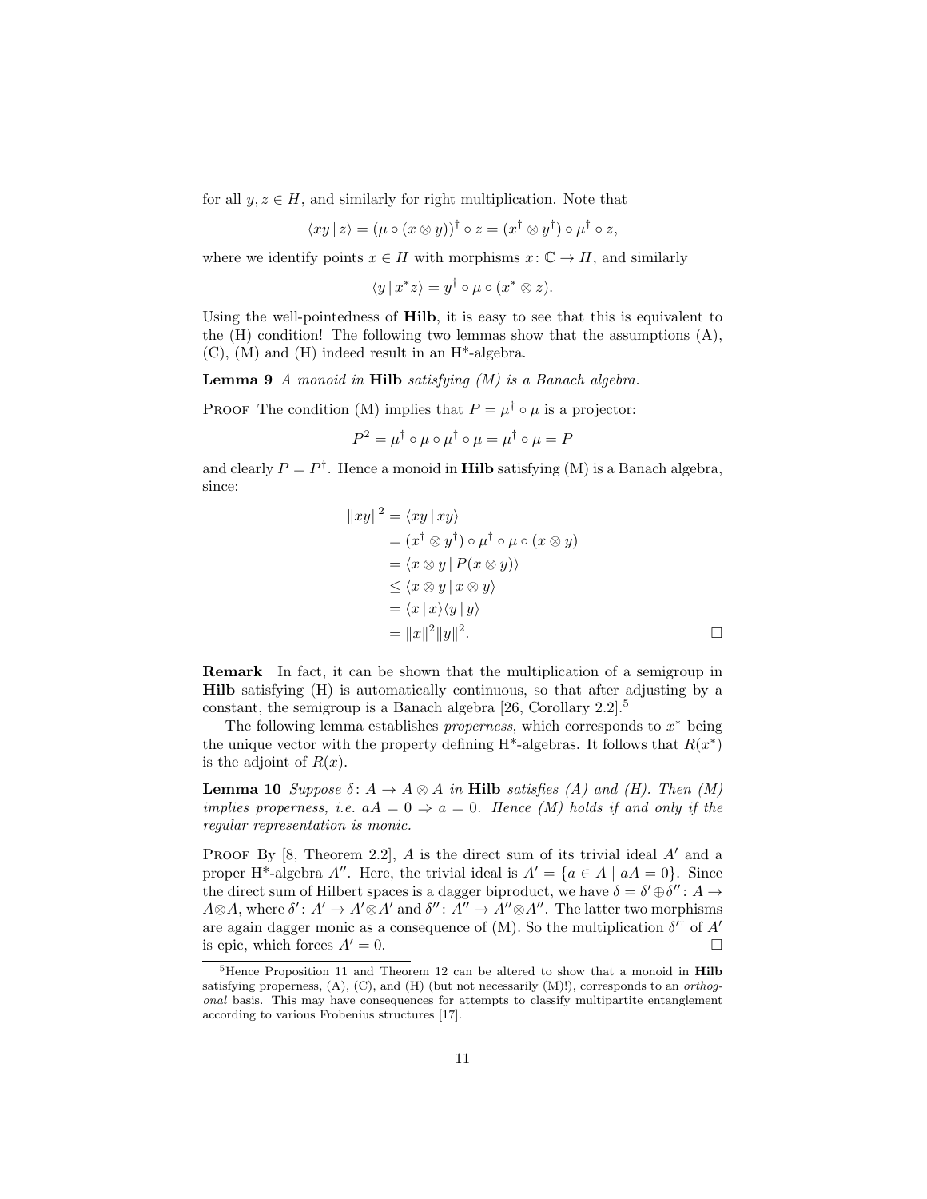for all $y, z \in H$, and similarly for right multiplication. Note that

$$\langle xy \,|\, z\rangle = (\mu \circ (x \otimes y))^\dagger \circ z = (x^\dagger \otimes y^\dagger) \circ \mu^\dagger \circ z,$$

where we identify points $x \in H$ with morphisms $x \colon \mathbb{C} \to H$, and similarly

$$\langle y \,|\, x^* z\rangle = y^\dagger \circ \mu \circ (x^* \otimes z).$$

Using the well-pointedness of **Hilb**, it is easy to see that this is equivalent to the (H) condition! The following two lemmas show that the assumptions (A), (C), (M) and (H) indeed result in an H*-algebra.

**Lemma 9** *A monoid in* **Hilb** *satisfying (M) is a Banach algebra.*

Proof The condition (M) implies that $P = \mu^\dagger \circ \mu$ is a projector:

$$P^2 = \mu^\dagger \circ \mu \circ \mu^\dagger \circ \mu = \mu^\dagger \circ \mu = P$$

and clearly $P = P^\dagger$. Hence a monoid in **Hilb** satisfying (M) is a Banach algebra, since:

$$\begin{aligned}
\|xy\|^2 &= \langle xy \,|\, xy\rangle \\
&= (x^\dagger \otimes y^\dagger) \circ \mu^\dagger \circ \mu \circ (x \otimes y) \\
&= \langle x \otimes y \,|\, P(x \otimes y)\rangle \\
&\leq \langle x \otimes y \,|\, x \otimes y\rangle \\
&= \langle x \,|\, x\rangle \langle y \,|\, y\rangle \\
&= \|x\|^2 \|y\|^2.
\end{aligned}$$

□

**Remark** In fact, it can be shown that the multiplication of a semigroup in **Hilb** satisfying (H) is automatically continuous, so that after adjusting by a constant, the semigroup is a Banach algebra [26, Corollary 2.2].[5]

The following lemma establishes *properness*, which corresponds to $x^*$ being the unique vector with the property defining H*-algebras. It follows that $R(x^*)$ is the adjoint of $R(x)$.

**Lemma 10** *Suppose $\delta \colon A \to A \otimes A$ in* **Hilb** *satisfies (A) and (H). Then (M) implies properness, i.e. $aA = 0 \Rightarrow a = 0$. Hence (M) holds if and only if the regular representation is monic.*

Proof By [8, Theorem 2.2], $A$ is the direct sum of its trivial ideal $A'$ and a proper H*-algebra $A''$. Here, the trivial ideal is $A' = \{a \in A \mid aA = 0\}$. Since the direct sum of Hilbert spaces is a dagger biproduct, we have $\delta = \delta' \oplus \delta'' \colon A \to A \otimes A$, where $\delta' \colon A' \to A' \otimes A'$ and $\delta'' \colon A'' \to A'' \otimes A''$. The latter two morphisms are again dagger monic as a consequence of (M). So the multiplication $\delta'^\dagger$ of $A'$ is epic, which forces $A' = 0$. □

[5] Hence Proposition 11 and Theorem 12 can be altered to show that a monoid in **Hilb** satisfying properness, (A), (C), and (H) (but not necessarily (M)!), corresponds to an *orthogonal* basis. This may have consequences for attempts to classify multipartite entanglement according to various Frobenius structures [17].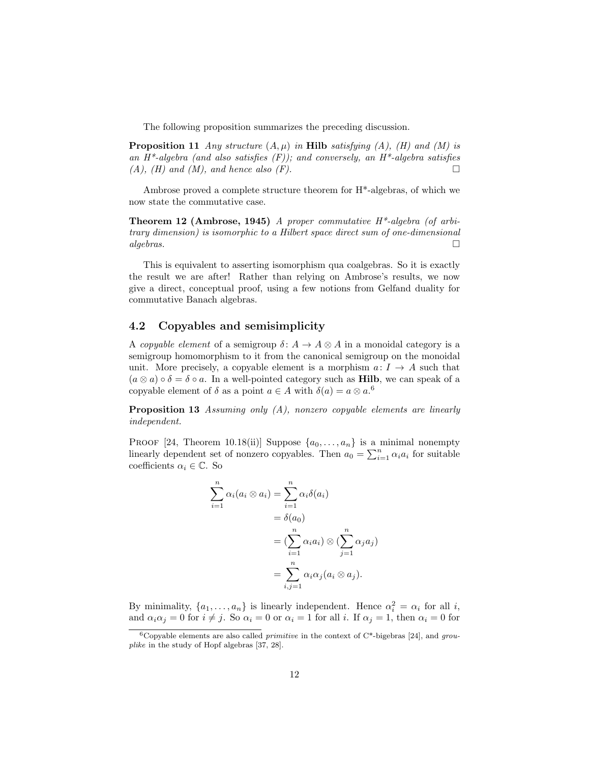The following proposition summarizes the preceding discussion.

**Proposition 11** *Any structure $(A, \mu)$ in **Hilb** satisfying (A), (H) and (M) is an H\*-algebra (and also satisfies (F)); and conversely, an H\*-algebra satisfies (A), (H) and (M), and hence also (F).* □

Ambrose proved a complete structure theorem for H\*-algebras, of which we now state the commutative case.

**Theorem 12 (Ambrose, 1945)** *A proper commutative H\*-algebra (of arbitrary dimension) is isomorphic to a Hilbert space direct sum of one-dimensional algebras.* □

This is equivalent to asserting isomorphism qua coalgebras. So it is exactly the result we are after! Rather than relying on Ambrose's results, we now give a direct, conceptual proof, using a few notions from Gelfand duality for commutative Banach algebras.

## 4.2 Copyables and semisimplicity

A *copyable element* of a semigroup $\delta \colon A \to A \otimes A$ in a monoidal category is a semigroup homomorphism to it from the canonical semigroup on the monoidal unit. More precisely, a copyable element is a morphism $a \colon I \to A$ such that $(a \otimes a) \circ \delta = \delta \circ a$. In a well-pointed category such as **Hilb**, we can speak of a copyable element of $\delta$ as a point $a \in A$ with $\delta(a) = a \otimes a$.[6]

**Proposition 13** *Assuming only (A), nonzero copyable elements are linearly independent.*

Proof [24, Theorem 10.18(ii)] Suppose $\{a_0, \ldots, a_n\}$ is a minimal nonempty linearly dependent set of nonzero copyables. Then $a_0 = \sum_{i=1}^{n} \alpha_i a_i$ for suitable coefficients $\alpha_i \in \mathbb{C}$. So

$$
\begin{aligned}
\sum_{i=1}^{n} \alpha_i (a_i \otimes a_i) &= \sum_{i=1}^{n} \alpha_i \delta(a_i) \\
&= \delta(a_0) \\
&= (\sum_{i=1}^{n} \alpha_i a_i) \otimes (\sum_{j=1}^{n} \alpha_j a_j) \\
&= \sum_{i,j=1}^{n} \alpha_i \alpha_j (a_i \otimes a_j).
\end{aligned}
$$

By minimality, $\{a_1, \ldots, a_n\}$ is linearly independent. Hence $\alpha_i^2 = \alpha_i$ for all $i$, and $\alpha_i \alpha_j = 0$ for $i \neq j$. So $\alpha_i = 0$ or $\alpha_i = 1$ for all $i$. If $\alpha_j = 1$, then $\alpha_i = 0$ for

[6] Copyable elements are also called *primitive* in the context of C\*-bigebras [24], and *grouplike* in the study of Hopf algebras [37, 28].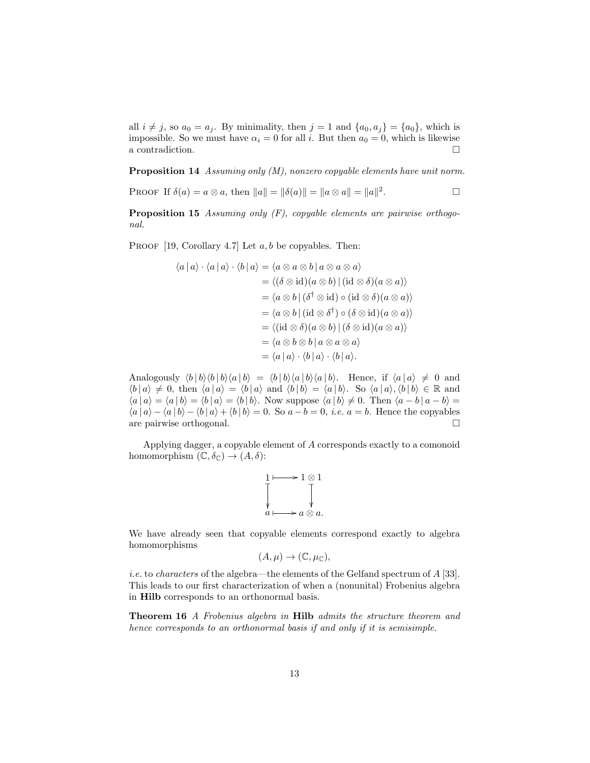all $i \neq j$, so $a_0 = a_j$. By minimality, then $j = 1$ and $\{a_0, a_j\} = \{a_0\}$, which is impossible. So we must have $\alpha_i = 0$ for all $i$. But then $a_0 = 0$, which is likewise a contradiction. □

**Proposition 14** *Assuming only (M), nonzero copyable elements have unit norm.*

Proof If $\delta(a) = a \otimes a$, then $\|a\| = \|\delta(a)\| = \|a \otimes a\| = \|a\|^2$. □

**Proposition 15** *Assuming only (F), copyable elements are pairwise orthogonal.*

Proof [19, Corollary 4.7] Let $a, b$ be copyables. Then:

$$\begin{aligned}
\langle a \,|\, a\rangle \cdot \langle a \,|\, a\rangle \cdot \langle b \,|\, a\rangle &= \langle a \otimes a \otimes b \,|\, a \otimes a \otimes a\rangle \\
&= \langle (\delta \otimes \mathrm{id})(a \otimes b) \,|\, (\mathrm{id} \otimes \delta)(a \otimes a)\rangle \\
&= \langle a \otimes b \,|\, (\delta^\dagger \otimes \mathrm{id}) \circ (\mathrm{id} \otimes \delta)(a \otimes a)\rangle \\
&= \langle a \otimes b \,|\, (\mathrm{id} \otimes \delta^\dagger) \circ (\delta \otimes \mathrm{id})(a \otimes a)\rangle \\
&= \langle (\mathrm{id} \otimes \delta)(a \otimes b) \,|\, (\delta \otimes \mathrm{id})(a \otimes a)\rangle \\
&= \langle a \otimes b \otimes b \,|\, a \otimes a \otimes a\rangle \\
&= \langle a \,|\, a\rangle \cdot \langle b \,|\, a\rangle \cdot \langle b \,|\, a\rangle.
\end{aligned}$$

Analogously $\langle b \,|\, b\rangle\langle b \,|\, b\rangle\langle a \,|\, b\rangle = \langle b \,|\, b\rangle\langle a \,|\, b\rangle\langle a \,|\, b\rangle$. Hence, if $\langle a \,|\, a\rangle \neq 0$ and $\langle b \,|\, a\rangle \neq 0$, then $\langle a \,|\, a\rangle = \langle b \,|\, a\rangle$ and $\langle b \,|\, b\rangle = \langle a \,|\, b\rangle$. So $\langle a \,|\, a\rangle, \langle b \,|\, b\rangle \in \mathbb{R}$ and $\langle a \,|\, a\rangle = \langle a \,|\, b\rangle = \langle b \,|\, a\rangle = \langle b \,|\, b\rangle$. Now suppose $\langle a \,|\, b\rangle \neq 0$. Then $\langle a - b \,|\, a - b\rangle = \langle a \,|\, a\rangle - \langle a \,|\, b\rangle - \langle b \,|\, a\rangle + \langle b \,|\, b\rangle = 0$. So $a - b = 0$, *i.e.* $a = b$. Hence the copyables are pairwise orthogonal. □

Applying dagger, a copyable element of $A$ corresponds exactly to a comonoid homomorphism $(\mathbb{C}, \delta_{\mathbb{C}}) \to (A, \delta)$:

$$\begin{array}{ccc}
1 & \longmapsto & 1 \otimes 1 \\
\downarrow & & \downarrow \\
a & \longmapsto & a \otimes a.
\end{array}$$

We have already seen that copyable elements correspond exactly to algebra homomorphisms

$$(A, \mu) \to (\mathbb{C}, \mu_{\mathbb{C}}),$$

*i.e.* to *characters* of the algebra—the elements of the Gelfand spectrum of $A$ [33]. This leads to our first characterization of when a (nonunital) Frobenius algebra in **Hilb** corresponds to an orthonormal basis.

**Theorem 16** *A Frobenius algebra in* **Hilb** *admits the structure theorem and hence corresponds to an orthonormal basis if and only if it is semisimple.*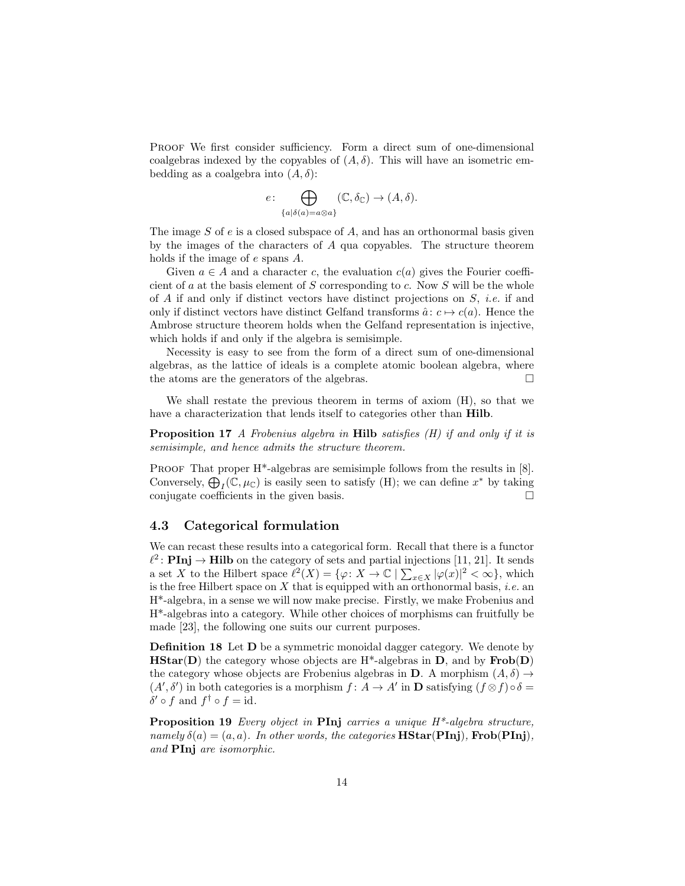Proof We first consider sufficiency. Form a direct sum of one-dimensional coalgebras indexed by the copyables of $(A, \delta)$. This will have an isometric embedding as a coalgebra into $(A, \delta)$:

$$e\colon \bigoplus_{\{a \mid \delta(a) = a \otimes a\}} (\mathbb{C}, \delta_{\mathbb{C}}) \to (A, \delta).$$

The image $S$ of $e$ is a closed subspace of $A$, and has an orthonormal basis given by the images of the characters of $A$ qua copyables. The structure theorem holds if the image of $e$ spans $A$.

Given $a \in A$ and a character $c$, the evaluation $c(a)$ gives the Fourier coefficient of $a$ at the basis element of $S$ corresponding to $c$. Now $S$ will be the whole of $A$ if and only if distinct vectors have distinct projections on $S$, *i.e.* if and only if distinct vectors have distinct Gelfand transforms $\hat{a}\colon c \mapsto c(a)$. Hence the Ambrose structure theorem holds when the Gelfand representation is injective, which holds if and only if the algebra is semisimple.

Necessity is easy to see from the form of a direct sum of one-dimensional algebras, as the lattice of ideals is a complete atomic boolean algebra, where the atoms are the generators of the algebras. □

We shall restate the previous theorem in terms of axiom (H), so that we have a characterization that lends itself to categories other than **Hilb**.

**Proposition 17** *A Frobenius algebra in* **Hilb** *satisfies (H) if and only if it is semisimple, and hence admits the structure theorem.*

Proof That proper H*-algebras are semisimple follows from the results in [8]. Conversely, $\bigoplus_I (\mathbb{C}, \mu_{\mathbb{C}})$ is easily seen to satisfy (H); we can define $x^*$ by taking conjugate coefficients in the given basis. □

### 4.3 Categorical formulation

We can recast these results into a categorical form. Recall that there is a functor $\ell^2\colon \mathbf{PInj} \to \mathbf{Hilb}$ on the category of sets and partial injections [11, 21]. It sends a set $X$ to the Hilbert space $\ell^2(X) = \{\varphi\colon X \to \mathbb{C} \mid \sum_{x \in X} |\varphi(x)|^2 < \infty\}$, which is the free Hilbert space on $X$ that is equipped with an orthonormal basis, *i.e.* an H*-algebra, in a sense we will now make precise. Firstly, we make Frobenius and H*-algebras into a category. While other choices of morphisms can fruitfully be made [23], the following one suits our current purposes.

**Definition 18** Let $\mathbf{D}$ be a symmetric monoidal dagger category. We denote by $\mathbf{HStar}(\mathbf{D})$ the category whose objects are H*-algebras in $\mathbf{D}$, and by $\mathbf{Frob}(\mathbf{D})$ the category whose objects are Frobenius algebras in $\mathbf{D}$. A morphism $(A, \delta) \to (A', \delta')$ in both categories is a morphism $f\colon A \to A'$ in $\mathbf{D}$ satisfying $(f \otimes f) \circ \delta = \delta' \circ f$ and $f^\dagger \circ f = \mathrm{id}$.

**Proposition 19** *Every object in* **PInj** *carries a unique H\*-algebra structure, namely* $\delta(a) = (a, a)$. *In other words, the categories* $\mathbf{HStar}(\mathbf{PInj})$*,* $\mathbf{Frob}(\mathbf{PInj})$*, and* **PInj** *are isomorphic.*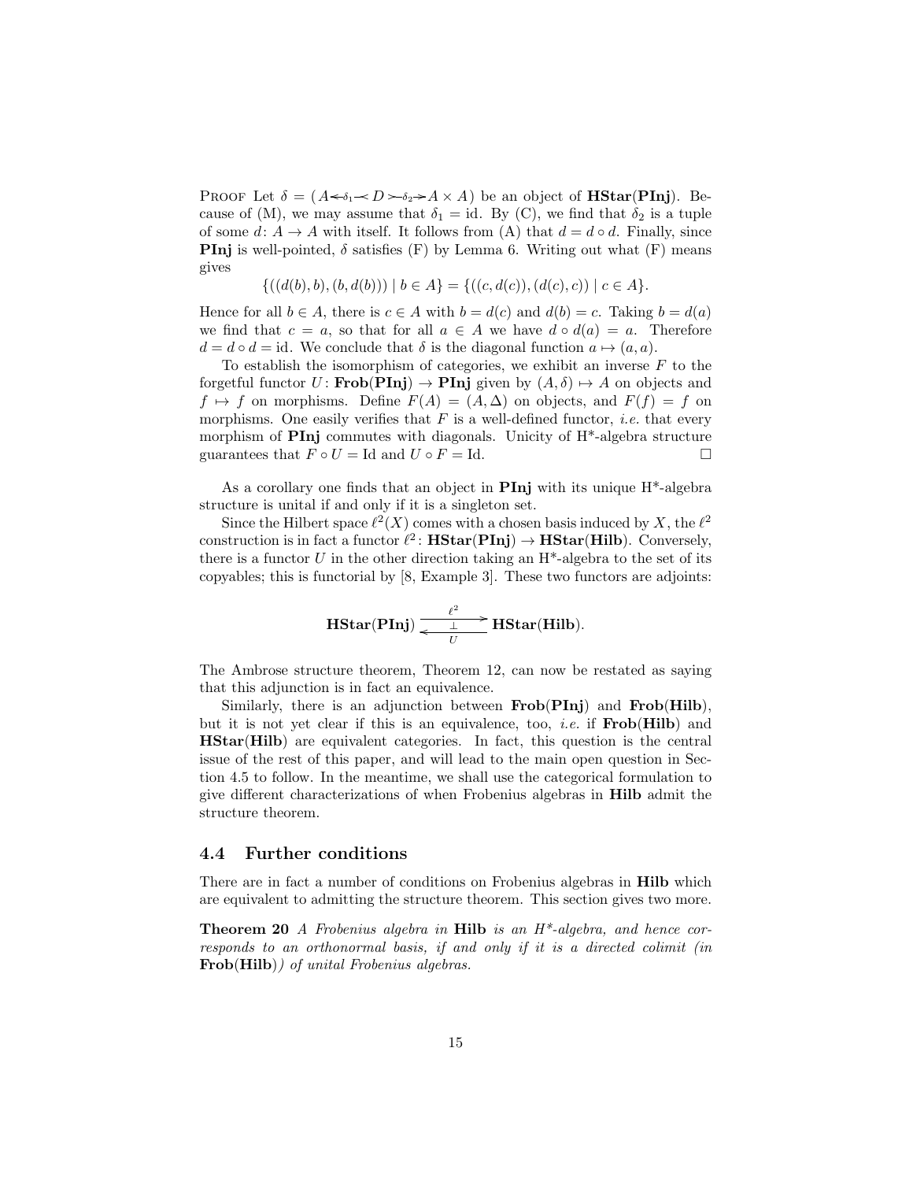Proof Let $\delta = (A \twoheadleftarrow\!\!\!\!\!\!\prec^{\delta_1} D \succ\!\!\!\!\!\!\twoheadrightarrow^{\delta_2} A \times A)$ be an object of **HStar**(**PInj**). Because of (M), we may assume that $\delta_1 = \mathrm{id}$. By (C), we find that $\delta_2$ is a tuple of some $d \colon A \to A$ with itself. It follows from (A) that $d = d \circ d$. Finally, since **PInj** is well-pointed, $\delta$ satisfies (F) by Lemma 6. Writing out what (F) means gives

$$\{((d(b), b), (b, d(b))) \mid b \in A\} = \{((c, d(c)), (d(c), c)) \mid c \in A\}.$$

Hence for all $b \in A$, there is $c \in A$ with $b = d(c)$ and $d(b) = c$. Taking $b = d(a)$ we find that $c = a$, so that for all $a \in A$ we have $d \circ d(a) = a$. Therefore $d = d \circ d = \mathrm{id}$. We conclude that $\delta$ is the diagonal function $a \mapsto (a, a)$.

To establish the isomorphism of categories, we exhibit an inverse $F$ to the forgetful functor $U \colon \mathbf{Frob}(\mathbf{PInj}) \to \mathbf{PInj}$ given by $(A, \delta) \mapsto A$ on objects and $f \mapsto f$ on morphisms. Define $F(A) = (A, \Delta)$ on objects, and $F(f) = f$ on morphisms. One easily verifies that $F$ is a well-defined functor, *i.e.* that every morphism of **PInj** commutes with diagonals. Unicity of H*-algebra structure guarantees that $F \circ U = \mathrm{Id}$ and $U \circ F = \mathrm{Id}$. □

As a corollary one finds that an object in **PInj** with its unique H*-algebra structure is unital if and only if it is a singleton set.

Since the Hilbert space $\ell^2(X)$ comes with a chosen basis induced by $X$, the $\ell^2$ construction is in fact a functor $\ell^2 \colon \mathbf{HStar}(\mathbf{PInj}) \to \mathbf{HStar}(\mathbf{Hilb})$. Conversely, there is a functor $U$ in the other direction taking an H*-algebra to the set of its copyables; this is functorial by [8, Example 3]. These two functors are adjoints:

$$\mathbf{HStar}(\mathbf{PInj}) \underset{U}{\overset{\ell^2}{\underset{\perp}{\rightleftarrows}}} \mathbf{HStar}(\mathbf{Hilb}).$$

The Ambrose structure theorem, Theorem 12, can now be restated as saying that this adjunction is in fact an equivalence.

Similarly, there is an adjunction between **Frob**(**PInj**) and **Frob**(**Hilb**), but it is not yet clear if this is an equivalence, too, *i.e.* if **Frob**(**Hilb**) and **HStar**(**Hilb**) are equivalent categories. In fact, this question is the central issue of the rest of this paper, and will lead to the main open question in Section 4.5 to follow. In the meantime, we shall use the categorical formulation to give different characterizations of when Frobenius algebras in **Hilb** admit the structure theorem.

### 4.4 Further conditions

There are in fact a number of conditions on Frobenius algebras in **Hilb** which are equivalent to admitting the structure theorem. This section gives two more.

**Theorem 20** *A Frobenius algebra in* **Hilb** *is an H\*-algebra, and hence corresponds to an orthonormal basis, if and only if it is a directed colimit (in* **Frob**(**Hilb**)*) of unital Frobenius algebras.*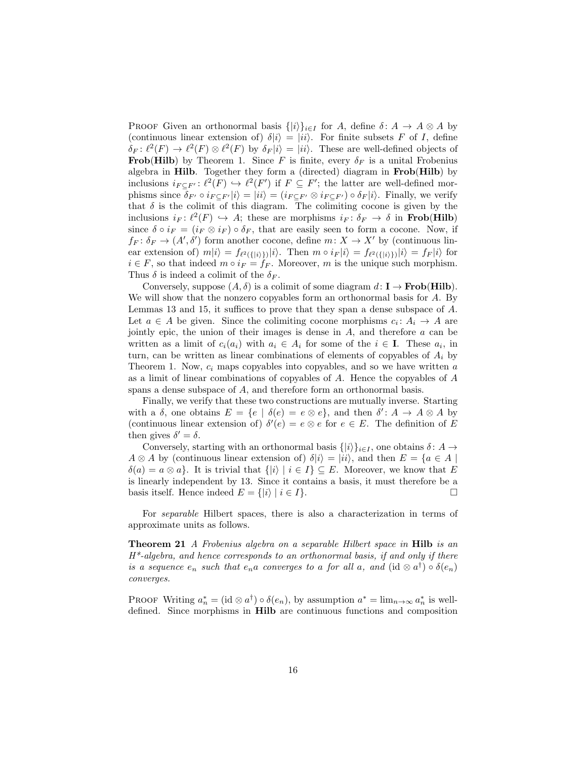Proof Given an orthonormal basis $\{|i\rangle\}_{i\in I}$ for $A$, define $\delta\colon A \to A \otimes A$ by (continuous linear extension of) $\delta|i\rangle = |ii\rangle$. For finite subsets $F$ of $I$, define $\delta_F\colon \ell^2(F) \to \ell^2(F) \otimes \ell^2(F)$ by $\delta_F|i\rangle = |ii\rangle$. These are well-defined objects of **Frob**(**Hilb**) by Theorem 1. Since $F$ is finite, every $\delta_F$ is a unital Frobenius algebra in **Hilb**. Together they form a (directed) diagram in **Frob**(**Hilb**) by inclusions $i_{F\subseteq F'}\colon \ell^2(F) \hookrightarrow \ell^2(F')$ if $F \subseteq F'$; the latter are well-defined morphisms since $\delta_{F'} \circ i_{F\subseteq F'}|i\rangle = |ii\rangle = (i_{F\subseteq F'} \otimes i_{F\subseteq F'}) \circ \delta_F|i\rangle$. Finally, we verify that $\delta$ is the colimit of this diagram. The colimiting cocone is given by the inclusions $i_F\colon \ell^2(F) \hookrightarrow A$; these are morphisms $i_F\colon \delta_F \to \delta$ in **Frob**(**Hilb**) since $\delta \circ i_F = (i_F \otimes i_F) \circ \delta_F$, that are easily seen to form a cocone. Now, if $f_F\colon \delta_F \to (A', \delta')$ form another cocone, define $m\colon X \to X'$ by (continuous linear extension of) $m|i\rangle = f_{\ell^2(\{|i\rangle\})}|i\rangle$. Then $m \circ i_F|i\rangle = f_{\ell^2(\{|i\rangle\})}|i\rangle = f_F|i\rangle$ for $i \in F$, so that indeed $m \circ i_F = f_F$. Moreover, $m$ is the unique such morphism. Thus $\delta$ is indeed a colimit of the $\delta_F$.

Conversely, suppose $(A, \delta)$ is a colimit of some diagram $d\colon \mathbf{I} \to$ **Frob**(**Hilb**). We will show that the nonzero copyables form an orthonormal basis for $A$. By Lemmas 13 and 15, it suffices to prove that they span a dense subspace of $A$. Let $a \in A$ be given. Since the colimiting cocone morphisms $c_i\colon A_i \to A$ are jointly epic, the union of their images is dense in $A$, and therefore $a$ can be written as a limit of $c_i(a_i)$ with $a_i \in A_i$ for some of the $i \in \mathbf{I}$. These $a_i$, in turn, can be written as linear combinations of elements of copyables of $A_i$ by Theorem 1. Now, $c_i$ maps copyables into copyables, and so we have written $a$ as a limit of linear combinations of copyables of $A$. Hence the copyables of $A$ spans a dense subspace of $A$, and therefore form an orthonormal basis.

Finally, we verify that these two constructions are mutually inverse. Starting with a $\delta$, one obtains $E = \{e \mid \delta(e) = e \otimes e\}$, and then $\delta'\colon A \to A \otimes A$ by (continuous linear extension of) $\delta'(e) = e \otimes e$ for $e \in E$. The definition of $E$ then gives $\delta' = \delta$.

Conversely, starting with an orthonormal basis $\{|i\rangle\}_{i\in I}$, one obtains $\delta\colon A \to A \otimes A$ by (continuous linear extension of) $\delta|i\rangle = |ii\rangle$, and then $E = \{a \in A \mid \delta(a) = a \otimes a\}$. It is trivial that $\{|i\rangle \mid i \in I\} \subseteq E$. Moreover, we know that $E$ is linearly independent by 13. Since it contains a basis, it must therefore be a basis itself. Hence indeed $E = \{|i\rangle \mid i \in I\}$. □

For *separable* Hilbert spaces, there is also a characterization in terms of approximate units as follows.

**Theorem 21** *A Frobenius algebra on a separable Hilbert space in* **Hilb** *is an H\*-algebra, and hence corresponds to an orthonormal basis, if and only if there is a sequence $e_n$ such that $e_n a$ converges to $a$ for all $a$, and $(\mathrm{id} \otimes a^\dagger) \circ \delta(e_n)$ converges.*

Proof Writing $a_n^* = (\mathrm{id} \otimes a^\dagger) \circ \delta(e_n)$, by assumption $a^* = \lim_{n\to\infty} a_n^*$ is well-defined. Since morphisms in **Hilb** are continuous functions and composition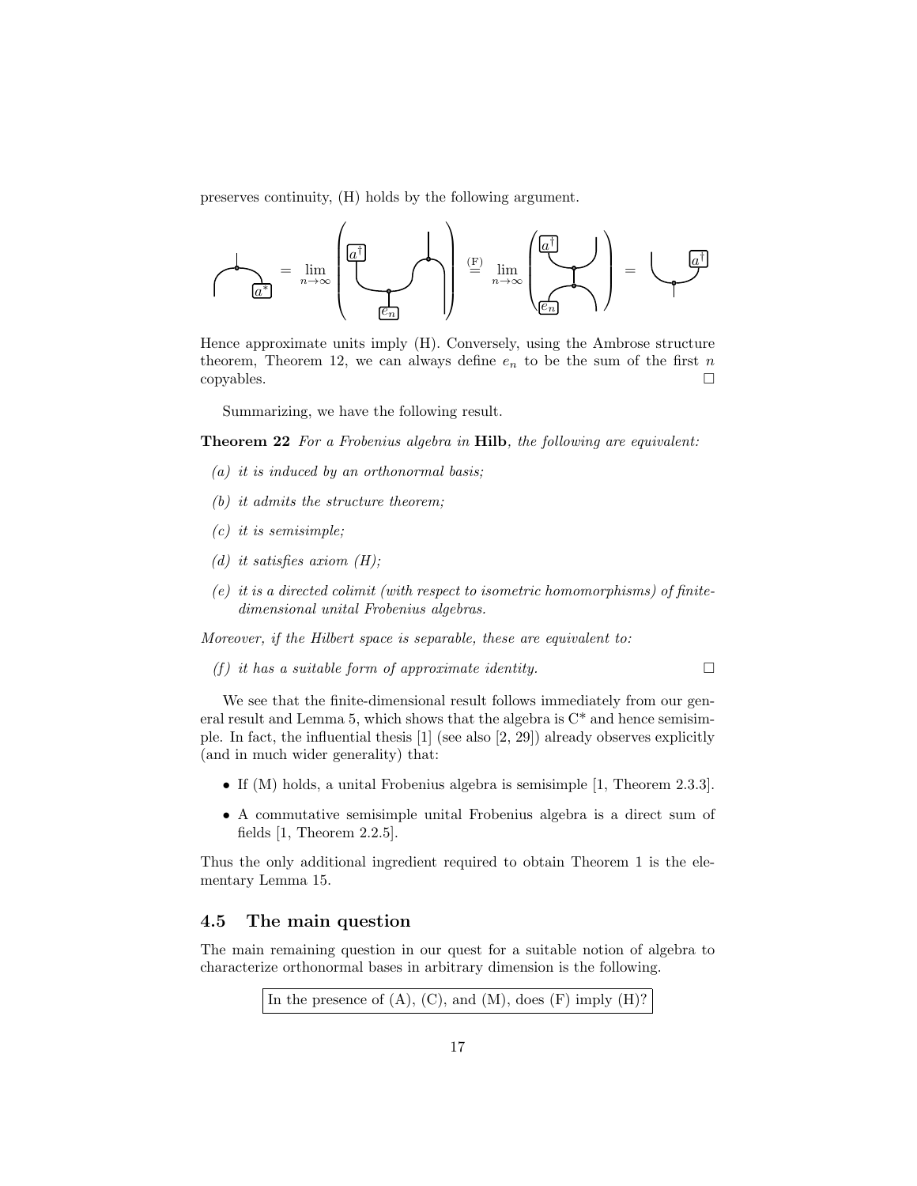preserves continuity, (H) holds by the following argument.

$$
\text{[diagram with } a^*\text{]} = \lim_{n\to\infty} \left( \text{[diagram with } a^\dagger, e_n\text{]} \right) \overset{\text{(F)}}{=} \lim_{n\to\infty} \left( \text{[diagram with } a^\dagger, e_n\text{]} \right) = \text{[diagram with } a^\dagger\text{]}
$$

Hence approximate units imply (H). Conversely, using the Ambrose structure theorem, Theorem 12, we can always define $e_n$ to be the sum of the first $n$ copyables. □

Summarizing, we have the following result.

**Theorem 22** *For a Frobenius algebra in* **Hilb***, the following are equivalent:*

*(a) it is induced by an orthonormal basis;*

*(b) it admits the structure theorem;*

*(c) it is semisimple;*

*(d) it satisfies axiom (H);*

*(e) it is a directed colimit (with respect to isometric homomorphisms) of finite-dimensional unital Frobenius algebras.*

*Moreover, if the Hilbert space is separable, these are equivalent to:*

*(f) it has a suitable form of approximate identity.* □

We see that the finite-dimensional result follows immediately from our general result and Lemma 5, which shows that the algebra is C* and hence semisimple. In fact, the influential thesis [1] (see also [2, 29]) already observes explicitly (and in much wider generality) that:

- If (M) holds, a unital Frobenius algebra is semisimple [1, Theorem 2.3.3].
- A commutative semisimple unital Frobenius algebra is a direct sum of fields [1, Theorem 2.2.5].

Thus the only additional ingredient required to obtain Theorem 1 is the elementary Lemma 15.

### 4.5 The main question

The main remaining question in our quest for a suitable notion of algebra to characterize orthonormal bases in arbitrary dimension is the following.

In the presence of (A), (C), and (M), does (F) imply (H)?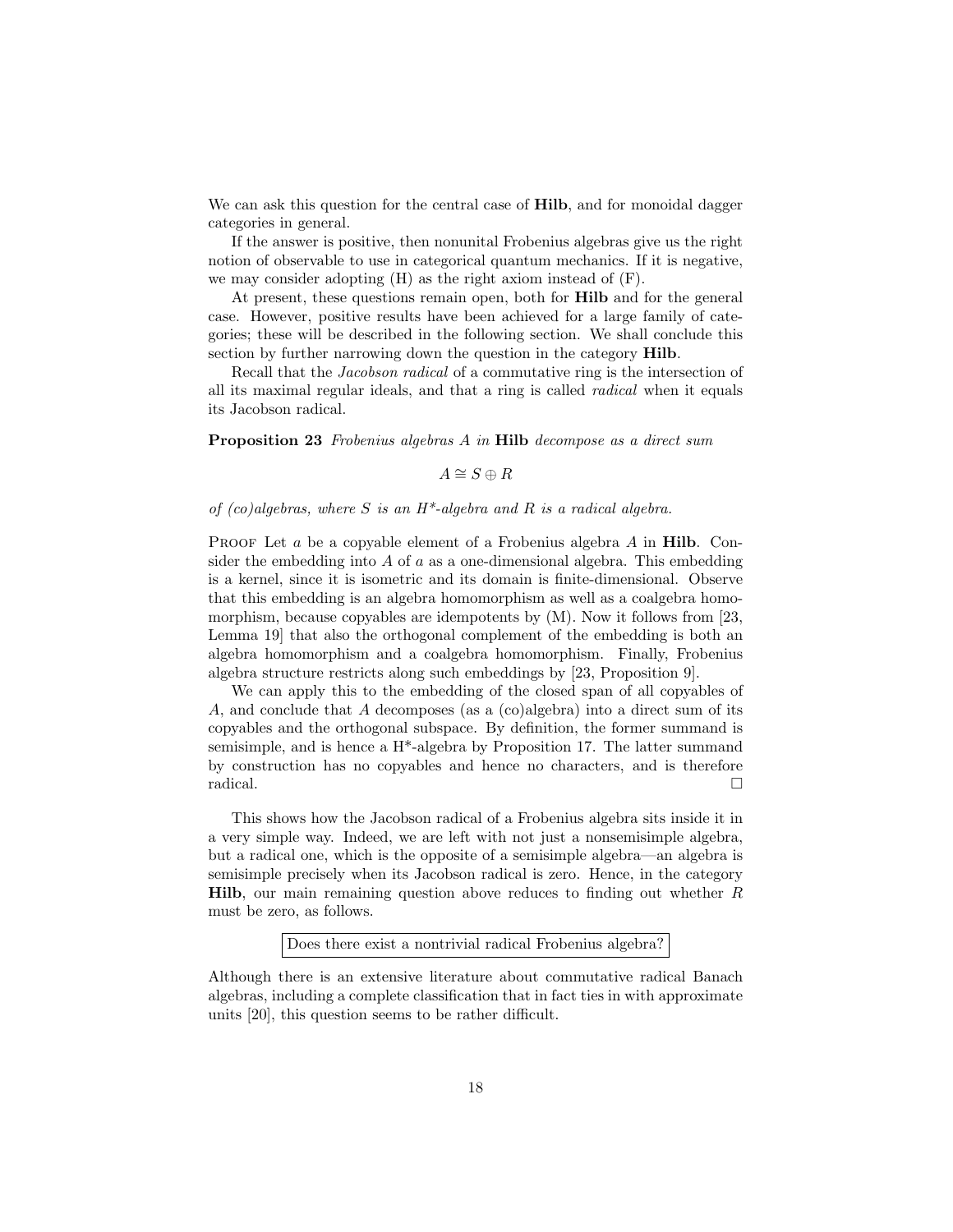We can ask this question for the central case of **Hilb**, and for monoidal dagger categories in general.

If the answer is positive, then nonunital Frobenius algebras give us the right notion of observable to use in categorical quantum mechanics. If it is negative, we may consider adopting (H) as the right axiom instead of (F).

At present, these questions remain open, both for **Hilb** and for the general case. However, positive results have been achieved for a large family of categories; these will be described in the following section. We shall conclude this section by further narrowing down the question in the category **Hilb**.

Recall that the *Jacobson radical* of a commutative ring is the intersection of all its maximal regular ideals, and that a ring is called *radical* when it equals its Jacobson radical.

**Proposition 23** *Frobenius algebras $A$ in* **Hilb** *decompose as a direct sum*

$$A \cong S \oplus R$$

*of (co)algebras, where $S$ is an H\*-algebra and $R$ is a radical algebra.*

Proof Let $a$ be a copyable element of a Frobenius algebra $A$ in **Hilb**. Consider the embedding into $A$ of $a$ as a one-dimensional algebra. This embedding is a kernel, since it is isometric and its domain is finite-dimensional. Observe that this embedding is an algebra homomorphism as well as a coalgebra homomorphism, because copyables are idempotents by (M). Now it follows from [23, Lemma 19] that also the orthogonal complement of the embedding is both an algebra homomorphism and a coalgebra homomorphism. Finally, Frobenius algebra structure restricts along such embeddings by [23, Proposition 9].

We can apply this to the embedding of the closed span of all copyables of $A$, and conclude that $A$ decomposes (as a (co)algebra) into a direct sum of its copyables and the orthogonal subspace. By definition, the former summand is semisimple, and is hence a H\*-algebra by Proposition 17. The latter summand by construction has no copyables and hence no characters, and is therefore radical. □

This shows how the Jacobson radical of a Frobenius algebra sits inside it in a very simple way. Indeed, we are left with not just a nonsemisimple algebra, but a radical one, which is the opposite of a semisimple algebra—an algebra is semisimple precisely when its Jacobson radical is zero. Hence, in the category **Hilb**, our main remaining question above reduces to finding out whether $R$ must be zero, as follows.

> Does there exist a nontrivial radical Frobenius algebra?

Although there is an extensive literature about commutative radical Banach algebras, including a complete classification that in fact ties in with approximate units [20], this question seems to be rather difficult.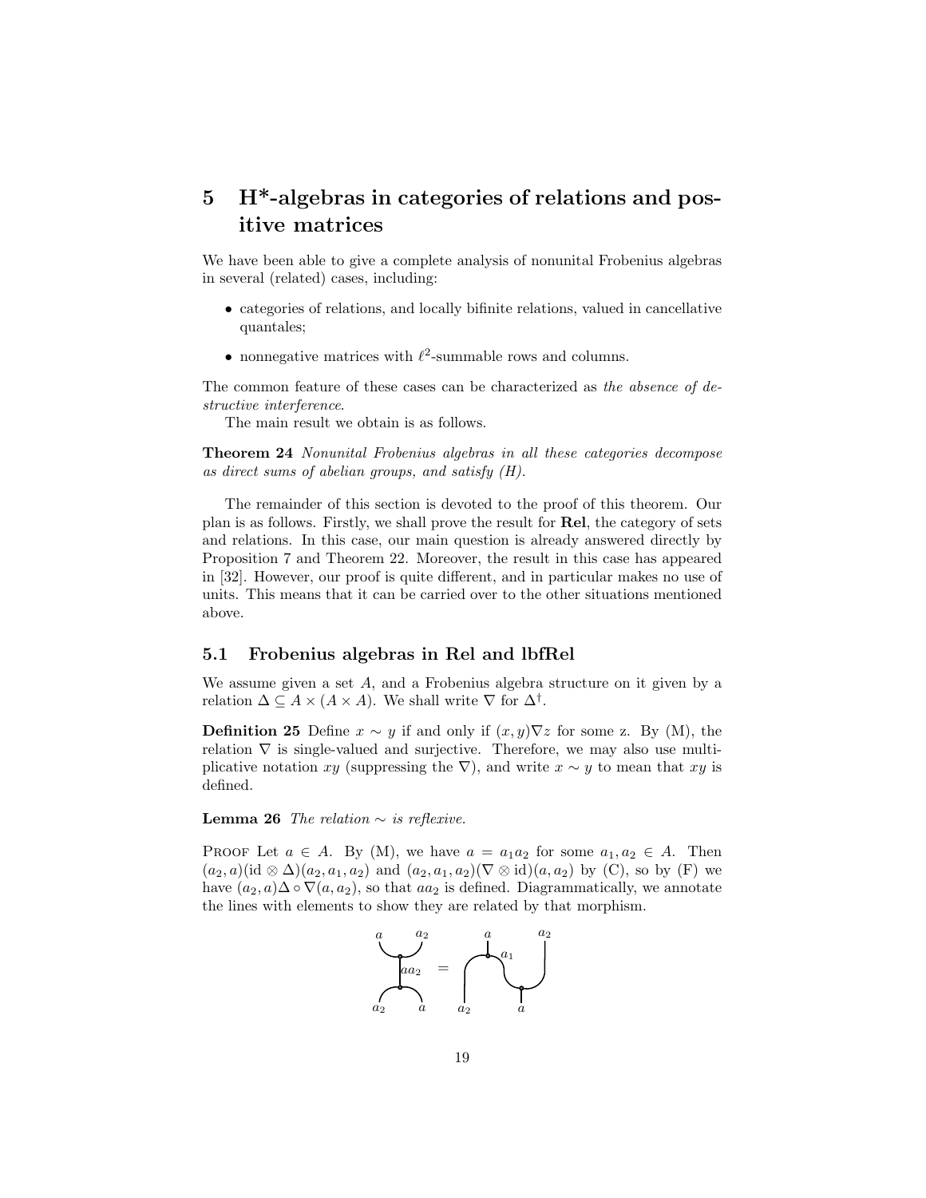## 5 H*-algebras in categories of relations and positive matrices

We have been able to give a complete analysis of nonunital Frobenius algebras in several (related) cases, including:

- categories of relations, and locally bifinite relations, valued in cancellative quantales;
- nonnegative matrices with $\ell^2$-summable rows and columns.

The common feature of these cases can be characterized as *the absence of destructive interference*.

The main result we obtain is as follows.

**Theorem 24** *Nonunital Frobenius algebras in all these categories decompose as direct sums of abelian groups, and satisfy (H).*

The remainder of this section is devoted to the proof of this theorem. Our plan is as follows. Firstly, we shall prove the result for **Rel**, the category of sets and relations. In this case, our main question is already answered directly by Proposition 7 and Theorem 22. Moreover, the result in this case has appeared in [32]. However, our proof is quite different, and in particular makes no use of units. This means that it can be carried over to the other situations mentioned above.

### 5.1 Frobenius algebras in Rel and lbfRel

We assume given a set $A$, and a Frobenius algebra structure on it given by a relation $\Delta \subseteq A \times (A \times A)$. We shall write $\nabla$ for $\Delta^{\dagger}$.

**Definition 25** Define $x \sim y$ if and only if $(x, y)\nabla z$ for some z. By (M), the relation $\nabla$ is single-valued and surjective. Therefore, we may also use multiplicative notation $xy$ (suppressing the $\nabla$), and write $x \sim y$ to mean that $xy$ is defined.

**Lemma 26** *The relation $\sim$ is reflexive.*

PROOF Let $a \in A$. By (M), we have $a = a_1 a_2$ for some $a_1, a_2 \in A$. Then $(a_2, a)(\mathrm{id} \otimes \Delta)(a_2, a_1, a_2)$ and $(a_2, a_1, a_2)(\nabla \otimes \mathrm{id})(a, a_2)$ by (C), so by (F) we have $(a_2, a)\Delta \circ \nabla(a, a_2)$, so that $aa_2$ is defined. Diagrammatically, we annotate the lines with elements to show they are related by that morphism.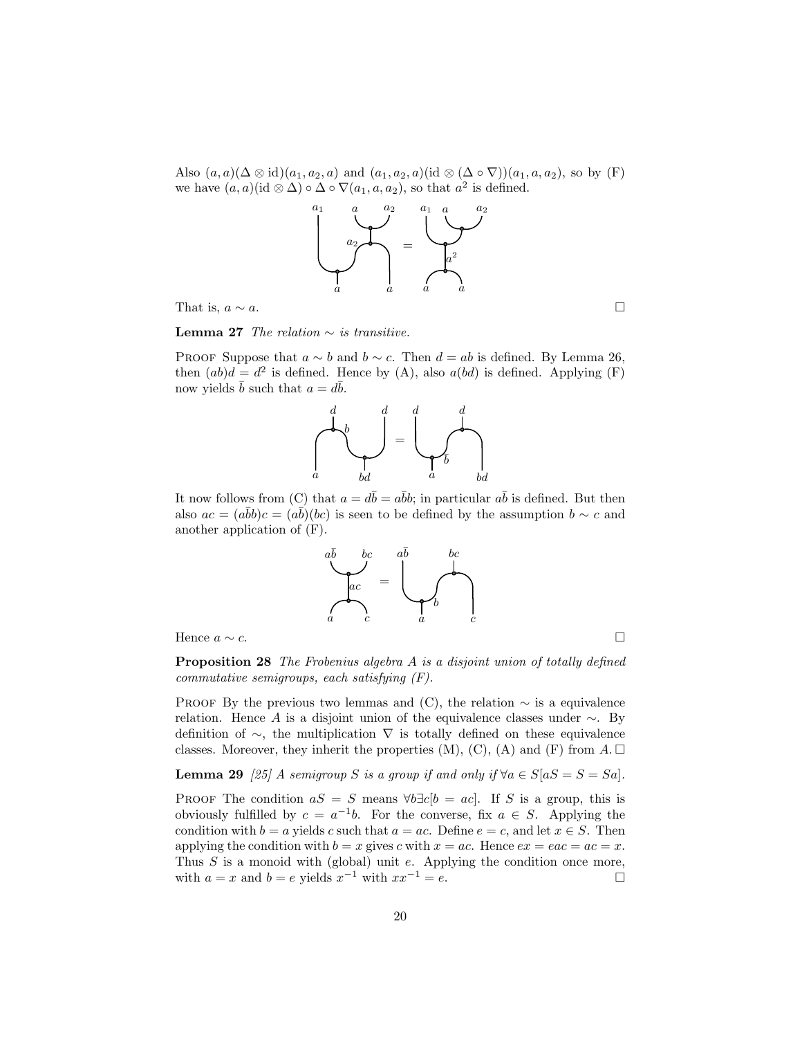Also $(a,a)(\Delta \otimes \mathrm{id})(a_1, a_2, a)$ and $(a_1, a_2, a)(\mathrm{id} \otimes (\Delta \circ \nabla))(a_1, a, a_2)$, so by (F) we have $(a,a)(\mathrm{id} \otimes \Delta) \circ \Delta \circ \nabla(a_1, a, a_2)$, so that $a^2$ is defined.

That is, $a \sim a$. □

**Lemma 27** *The relation $\sim$ is transitive.*

Proof Suppose that $a \sim b$ and $b \sim c$. Then $d = ab$ is defined. By Lemma 26, then $(ab)d = d^2$ is defined. Hence by (A), also $a(bd)$ is defined. Applying (F) now yields $\bar{b}$ such that $a = d\bar{b}$.

It now follows from (C) that $a = d\bar{b} = a\bar{b}b$; in particular $a\bar{b}$ is defined. But then also $ac = (a\bar{b}b)c = (a\bar{b})(bc)$ is seen to be defined by the assumption $b \sim c$ and another application of (F).

Hence $a \sim c$. □

**Proposition 28** *The Frobenius algebra $A$ is a disjoint union of totally defined commutative semigroups, each satisfying (F).*

Proof By the previous two lemmas and (C), the relation $\sim$ is a equivalence relation. Hence $A$ is a disjoint union of the equivalence classes under $\sim$. By definition of $\sim$, the multiplication $\nabla$ is totally defined on these equivalence classes. Moreover, they inherit the properties (M), (C), (A) and (F) from $A$. □

**Lemma 29** *[25] A semigroup $S$ is a group if and only if $\forall a \in S[aS = S = Sa]$.*

Proof The condition $aS = S$ means $\forall b \exists c[b = ac]$. If $S$ is a group, this is obviously fulfilled by $c = a^{-1}b$. For the converse, fix $a \in S$. Applying the condition with $b = a$ yields $c$ such that $a = ac$. Define $e = c$, and let $x \in S$. Then applying the condition with $b = x$ gives $c$ with $x = ac$. Hence $ex = eac = ac = x$. Thus $S$ is a monoid with (global) unit $e$. Applying the condition once more, with $a = x$ and $b = e$ yields $x^{-1}$ with $xx^{-1} = e$. □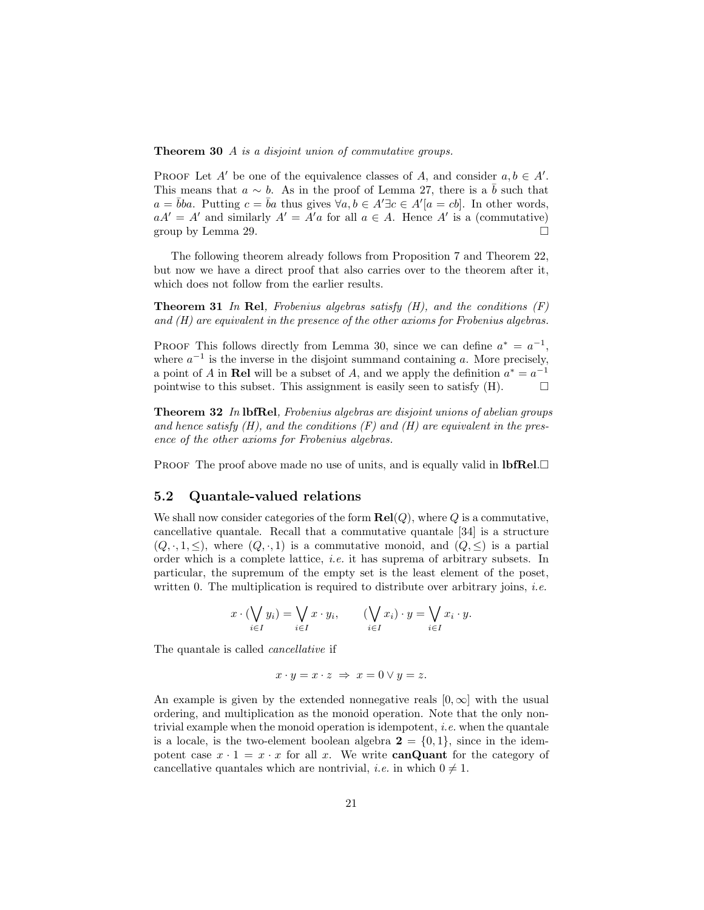**Theorem 30** *A is a disjoint union of commutative groups.*

Proof Let $A'$ be one of the equivalence classes of $A$, and consider $a, b \in A'$. This means that $a \sim b$. As in the proof of Lemma 27, there is a $\bar{b}$ such that $a = \bar{b}ba$. Putting $c = \bar{b}a$ thus gives $\forall a, b \in A' \exists c \in A' [a = cb]$. In other words, $aA' = A'$ and similarly $A' = A'a$ for all $a \in A$. Hence $A'$ is a (commutative) group by Lemma 29. □

The following theorem already follows from Proposition 7 and Theorem 22, but now we have a direct proof that also carries over to the theorem after it, which does not follow from the earlier results.

**Theorem 31** *In* **Rel***, Frobenius algebras satisfy (H), and the conditions (F) and (H) are equivalent in the presence of the other axioms for Frobenius algebras.*

Proof This follows directly from Lemma 30, since we can define $a^* = a^{-1}$, where $a^{-1}$ is the inverse in the disjoint summand containing $a$. More precisely, a point of $A$ in **Rel** will be a subset of $A$, and we apply the definition $a^* = a^{-1}$ pointwise to this subset. This assignment is easily seen to satisfy (H). □

**Theorem 32** *In* **lbfRel***, Frobenius algebras are disjoint unions of abelian groups and hence satisfy (H), and the conditions (F) and (H) are equivalent in the presence of the other axioms for Frobenius algebras.*

Proof The proof above made no use of units, and is equally valid in **lbfRel**.□

## 5.2 Quantale-valued relations

We shall now consider categories of the form $\mathbf{Rel}(Q)$, where $Q$ is a commutative, cancellative quantale. Recall that a commutative quantale [34] is a structure $(Q, \cdot, 1, \leq)$, where $(Q, \cdot, 1)$ is a commutative monoid, and $(Q, \leq)$ is a partial order which is a complete lattice, *i.e.* it has suprema of arbitrary subsets. In particular, the supremum of the empty set is the least element of the poset, written 0. The multiplication is required to distribute over arbitrary joins, *i.e.*

$$x \cdot (\bigvee_{i \in I} y_i) = \bigvee_{i \in I} x \cdot y_i, \qquad (\bigvee_{i \in I} x_i) \cdot y = \bigvee_{i \in I} x_i \cdot y.$$

The quantale is called *cancellative* if

$$x \cdot y = x \cdot z \;\Rightarrow\; x = 0 \vee y = z.$$

An example is given by the extended nonnegative reals $[0, \infty]$ with the usual ordering, and multiplication as the monoid operation. Note that the only non-trivial example when the monoid operation is idempotent, *i.e.* when the quantale is a locale, is the two-element boolean algebra $\mathbf{2} = \{0, 1\}$, since in the idempotent case $x \cdot 1 = x \cdot x$ for all $x$. We write **canQuant** for the category of cancellative quantales which are nontrivial, *i.e.* in which $0 \neq 1$.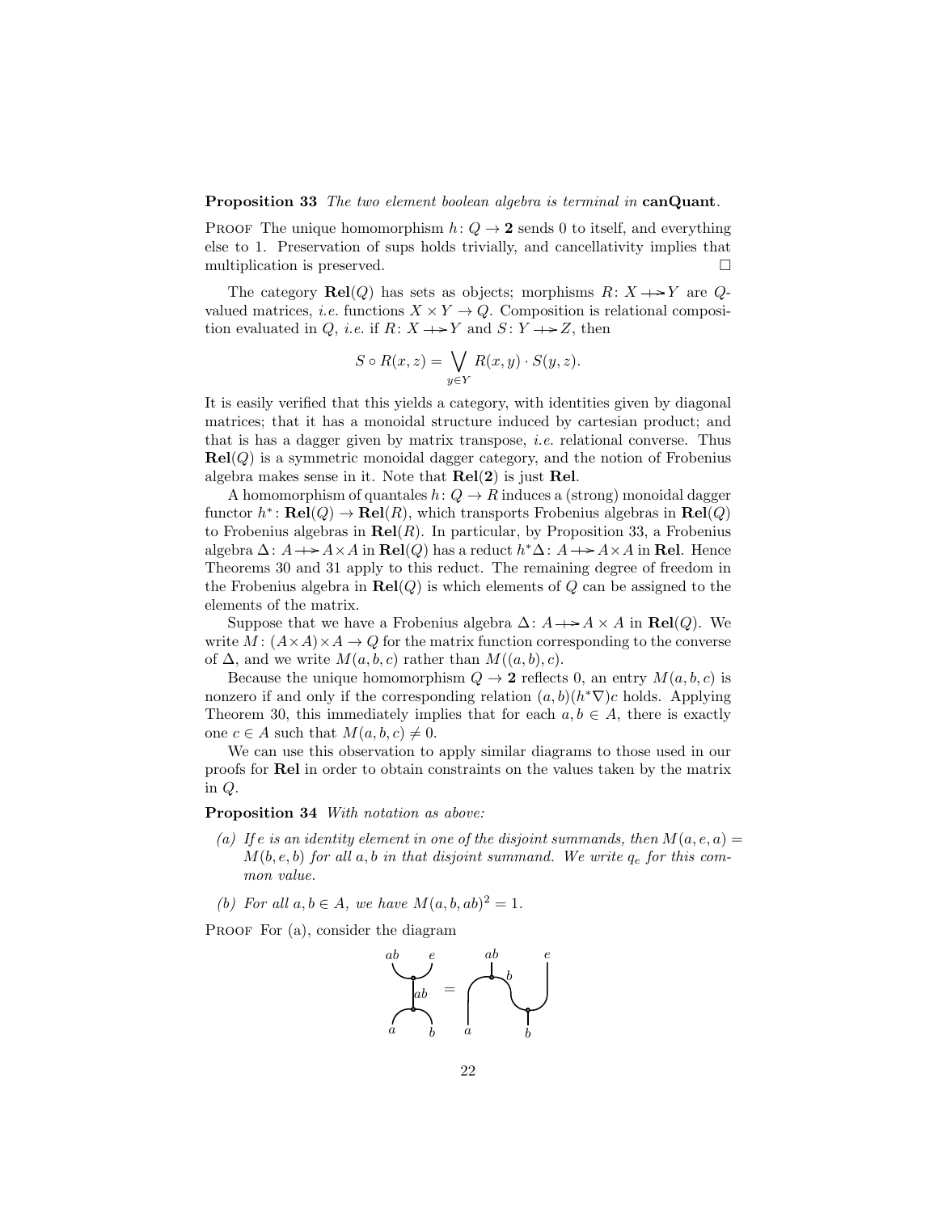**Proposition 33** *The two element boolean algebra is terminal in* **canQuant**.

Proof The unique homomorphism $h\colon Q \to \mathbf{2}$ sends 0 to itself, and everything else to 1. Preservation of sups holds trivially, and cancellativity implies that multiplication is preserved. □

The category $\mathbf{Rel}(Q)$ has sets as objects; morphisms $R\colon X \twoheadrightarrow Y$ are $Q$-valued matrices, *i.e.* functions $X \times Y \to Q$. Composition is relational composition evaluated in $Q$, *i.e.* if $R\colon X \twoheadrightarrow Y$ and $S\colon Y \twoheadrightarrow Z$, then

$$S \circ R(x,z) = \bigvee_{y \in Y} R(x,y) \cdot S(y,z).$$

It is easily verified that this yields a category, with identities given by diagonal matrices; that it has a monoidal structure induced by cartesian product; and that is has a dagger given by matrix transpose, *i.e.* relational converse. Thus $\mathbf{Rel}(Q)$ is a symmetric monoidal dagger category, and the notion of Frobenius algebra makes sense in it. Note that $\mathbf{Rel}(\mathbf{2})$ is just $\mathbf{Rel}$.

A homomorphism of quantales $h\colon Q \to R$ induces a (strong) monoidal dagger functor $h^*\colon \mathbf{Rel}(Q) \to \mathbf{Rel}(R)$, which transports Frobenius algebras in $\mathbf{Rel}(Q)$ to Frobenius algebras in $\mathbf{Rel}(R)$. In particular, by Proposition 33, a Frobenius algebra $\Delta\colon A \twoheadrightarrow A \times A$ in $\mathbf{Rel}(Q)$ has a reduct $h^*\Delta\colon A \twoheadrightarrow A \times A$ in $\mathbf{Rel}$. Hence Theorems 30 and 31 apply to this reduct. The remaining degree of freedom in the Frobenius algebra in $\mathbf{Rel}(Q)$ is which elements of $Q$ can be assigned to the elements of the matrix.

Suppose that we have a Frobenius algebra $\Delta\colon A \twoheadrightarrow A \times A$ in $\mathbf{Rel}(Q)$. We write $M\colon (A \times A) \times A \to Q$ for the matrix function corresponding to the converse of $\Delta$, and we write $M(a,b,c)$ rather than $M((a,b),c)$.

Because the unique homomorphism $Q \to \mathbf{2}$ reflects 0, an entry $M(a,b,c)$ is nonzero if and only if the corresponding relation $(a,b)(h^*\nabla)c$ holds. Applying Theorem 30, this immediately implies that for each $a,b \in A$, there is exactly one $c \in A$ such that $M(a,b,c) \neq 0$.

We can use this observation to apply similar diagrams to those used in our proofs for $\mathbf{Rel}$ in order to obtain constraints on the values taken by the matrix in $Q$.

**Proposition 34** *With notation as above:*

*(a) If $e$ is an identity element in one of the disjoint summands, then $M(a,e,a) = M(b,e,b)$ for all $a,b$ in that disjoint summand. We write $q_e$ for this common value.*

*(b) For all $a,b \in A$, we have $M(a,b,ab)^2 = 1$.*

Proof For (a), consider the diagram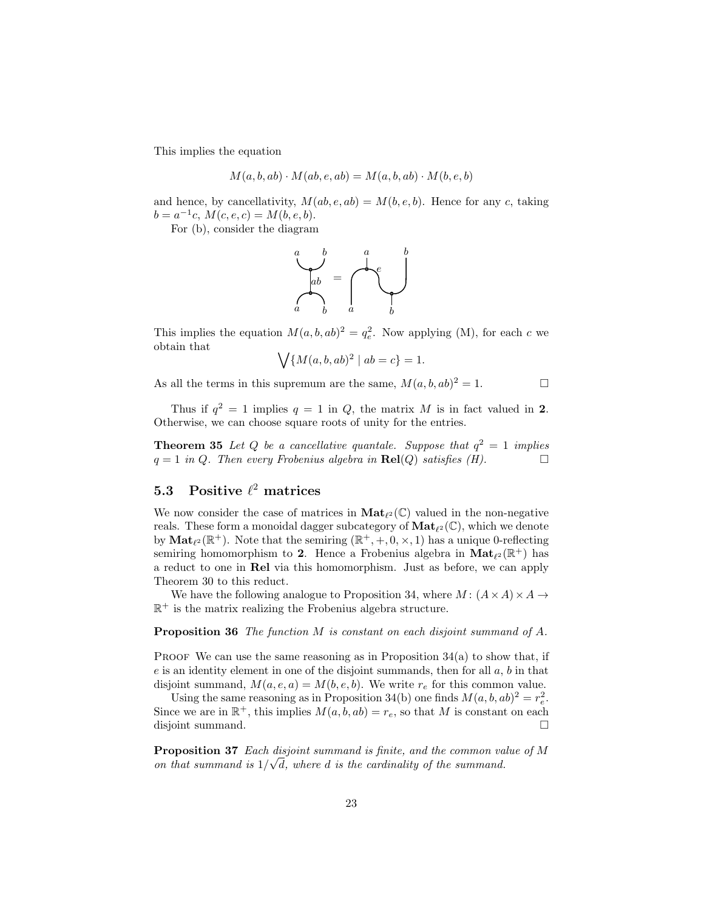This implies the equation

$$M(a,b,ab) \cdot M(ab,e,ab) = M(a,b,ab) \cdot M(b,e,b)$$

and hence, by cancellativity, $M(ab,e,ab) = M(b,e,b)$. Hence for any $c$, taking $b = a^{-1}c$, $M(c,e,c) = M(b,e,b)$.

For (b), consider the diagram

This implies the equation $M(a,b,ab)^2 = q_e^2$. Now applying (M), for each $c$ we obtain that

$$\bigvee\{M(a,b,ab)^2 \mid ab = c\} = 1.$$

As all the terms in this supremum are the same, $M(a,b,ab)^2 = 1$. □

Thus if $q^2 = 1$ implies $q = 1$ in $Q$, the matrix $M$ is in fact valued in $\mathbf{2}$. Otherwise, we can choose square roots of unity for the entries.

**Theorem 35** *Let $Q$ be a cancellative quantale. Suppose that $q^2 = 1$ implies $q = 1$ in $Q$. Then every Frobenius algebra in $\mathbf{Rel}(Q)$ satisfies (H).* □

## 5.3 Positive $\ell^2$ matrices

We now consider the case of matrices in $\mathbf{Mat}_{\ell^2}(\mathbb{C})$ valued in the non-negative reals. These form a monoidal dagger subcategory of $\mathbf{Mat}_{\ell^2}(\mathbb{C})$, which we denote by $\mathbf{Mat}_{\ell^2}(\mathbb{R}^+)$. Note that the semiring $(\mathbb{R}^+, +, 0, \times, 1)$ has a unique 0-reflecting semiring homomorphism to $\mathbf{2}$. Hence a Frobenius algebra in $\mathbf{Mat}_{\ell^2}(\mathbb{R}^+)$ has a reduct to one in $\mathbf{Rel}$ via this homomorphism. Just as before, we can apply Theorem 30 to this reduct.

We have the following analogue to Proposition 34, where $M\colon (A \times A) \times A \to \mathbb{R}^+$ is the matrix realizing the Frobenius algebra structure.

**Proposition 36** *The function $M$ is constant on each disjoint summand of $A$.*

Proof We can use the same reasoning as in Proposition 34(a) to show that, if $e$ is an identity element in one of the disjoint summands, then for all $a$, $b$ in that disjoint summand, $M(a,e,a) = M(b,e,b)$. We write $r_e$ for this common value.

Using the same reasoning as in Proposition 34(b) one finds $M(a,b,ab)^2 = r_e^2$. Since we are in $\mathbb{R}^+$, this implies $M(a,b,ab) = r_e$, so that $M$ is constant on each disjoint summand. □

**Proposition 37** *Each disjoint summand is finite, and the common value of $M$ on that summand is $1/\sqrt{d}$, where $d$ is the cardinality of the summand.*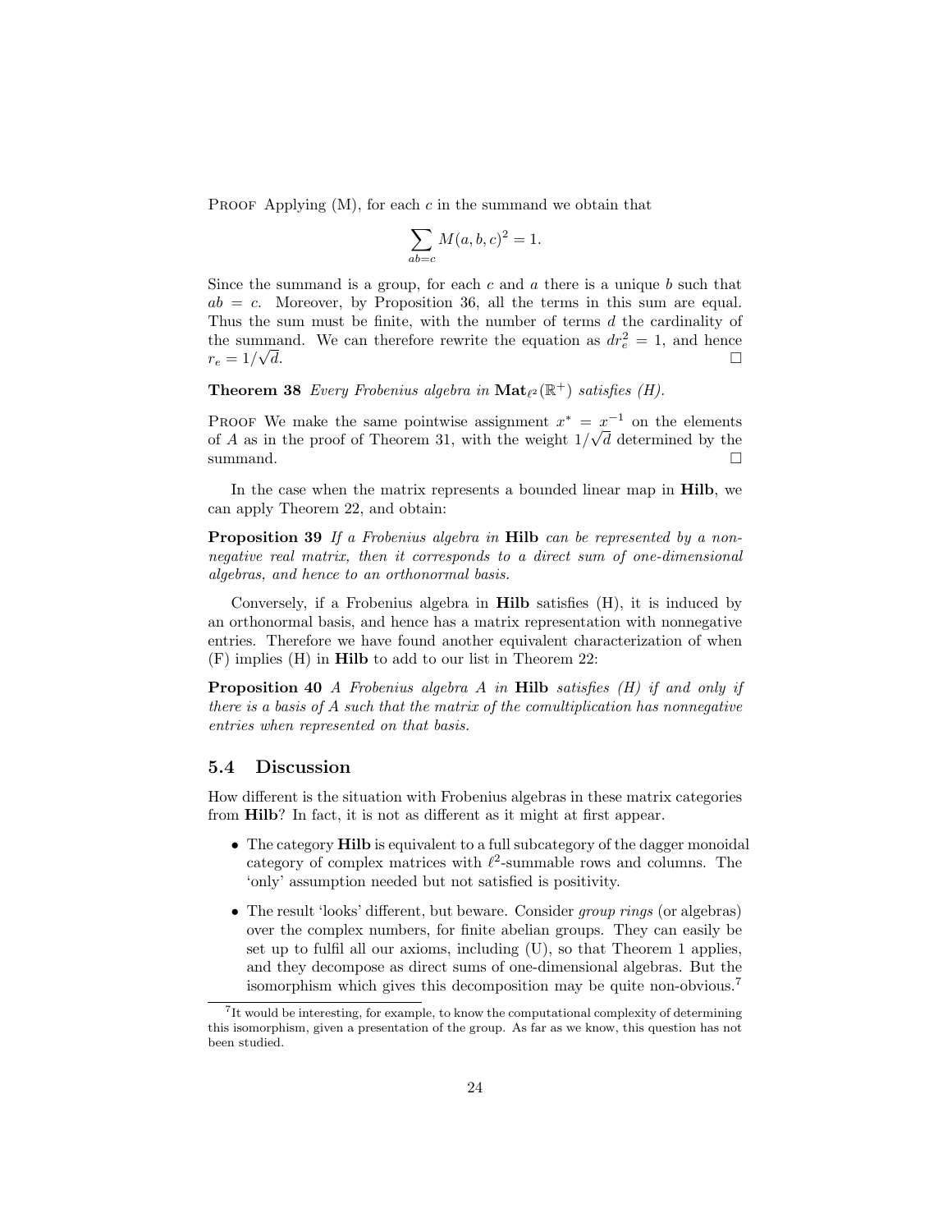Proof Applying (M), for each $c$ in the summand we obtain that

$$\sum_{ab=c} M(a,b,c)^2 = 1.$$

Since the summand is a group, for each $c$ and $a$ there is a unique $b$ such that $ab = c$. Moreover, by Proposition 36, all the terms in this sum are equal. Thus the sum must be finite, with the number of terms $d$ the cardinality of the summand. We can therefore rewrite the equation as $dr_e^2 = 1$, and hence $r_e = 1/\sqrt{d}$. □

**Theorem 38** *Every Frobenius algebra in* $\mathbf{Mat}_{\ell^2}(\mathbb{R}^+)$ *satisfies (H).*

Proof We make the same pointwise assignment $x^* = x^{-1}$ on the elements of $A$ as in the proof of Theorem 31, with the weight $1/\sqrt{d}$ determined by the summand. □

In the case when the matrix represents a bounded linear map in **Hilb**, we can apply Theorem 22, and obtain:

**Proposition 39** *If a Frobenius algebra in* **Hilb** *can be represented by a nonnegative real matrix, then it corresponds to a direct sum of one-dimensional algebras, and hence to an orthonormal basis.*

Conversely, if a Frobenius algebra in **Hilb** satisfies (H), it is induced by an orthonormal basis, and hence has a matrix representation with nonnegative entries. Therefore we have found another equivalent characterization of when (F) implies (H) in **Hilb** to add to our list in Theorem 22:

**Proposition 40** *A Frobenius algebra $A$ in* **Hilb** *satisfies (H) if and only if there is a basis of $A$ such that the matrix of the comultiplication has nonnegative entries when represented on that basis.*

## 5.4 Discussion

How different is the situation with Frobenius algebras in these matrix categories from **Hilb**? In fact, it is not as different as it might at first appear.

- The category **Hilb** is equivalent to a full subcategory of the dagger monoidal category of complex matrices with $\ell^2$-summable rows and columns. The 'only' assumption needed but not satisfied is positivity.
- The result 'looks' different, but beware. Consider *group rings* (or algebras) over the complex numbers, for finite abelian groups. They can easily be set up to fulfil all our axioms, including (U), so that Theorem 1 applies, and they decompose as direct sums of one-dimensional algebras. But the isomorphism which gives this decomposition may be quite non-obvious.[7]

[7] It would be interesting, for example, to know the computational complexity of determining this isomorphism, given a presentation of the group. As far as we know, this question has not been studied.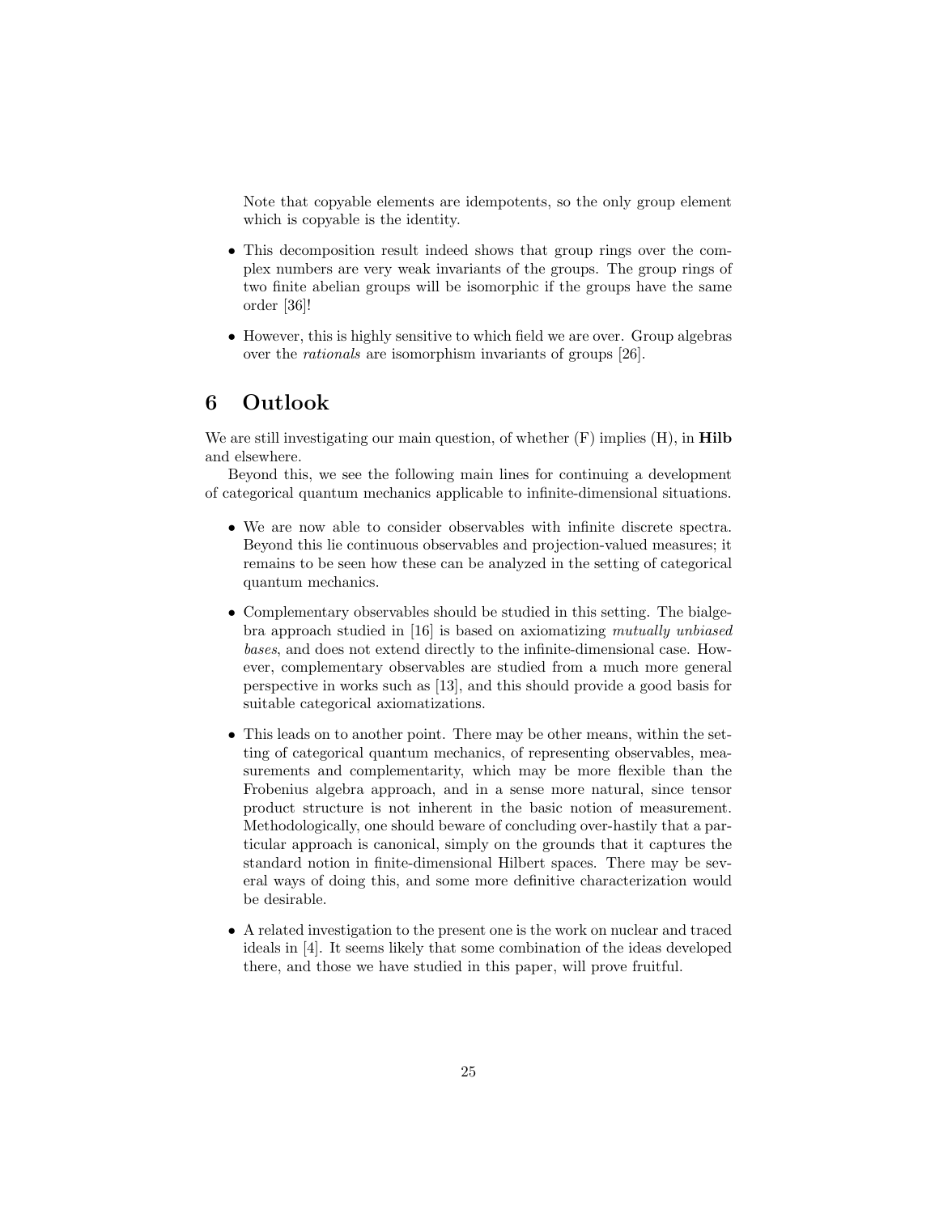Note that copyable elements are idempotents, so the only group element which is copyable is the identity.

- This decomposition result indeed shows that group rings over the complex numbers are very weak invariants of the groups. The group rings of two finite abelian groups will be isomorphic if the groups have the same order [36]!
- However, this is highly sensitive to which field we are over. Group algebras over the *rationals* are isomorphism invariants of groups [26].

# 6 Outlook

We are still investigating our main question, of whether (F) implies (H), in **Hilb** and elsewhere.

Beyond this, we see the following main lines for continuing a development of categorical quantum mechanics applicable to infinite-dimensional situations.

- We are now able to consider observables with infinite discrete spectra. Beyond this lie continuous observables and projection-valued measures; it remains to be seen how these can be analyzed in the setting of categorical quantum mechanics.
- Complementary observables should be studied in this setting. The bialgebra approach studied in [16] is based on axiomatizing *mutually unbiased bases*, and does not extend directly to the infinite-dimensional case. However, complementary observables are studied from a much more general perspective in works such as [13], and this should provide a good basis for suitable categorical axiomatizations.
- This leads on to another point. There may be other means, within the setting of categorical quantum mechanics, of representing observables, measurements and complementarity, which may be more flexible than the Frobenius algebra approach, and in a sense more natural, since tensor product structure is not inherent in the basic notion of measurement. Methodologically, one should beware of concluding over-hastily that a particular approach is canonical, simply on the grounds that it captures the standard notion in finite-dimensional Hilbert spaces. There may be several ways of doing this, and some more definitive characterization would be desirable.
- A related investigation to the present one is the work on nuclear and traced ideals in [4]. It seems likely that some combination of the ideas developed there, and those we have studied in this paper, will prove fruitful.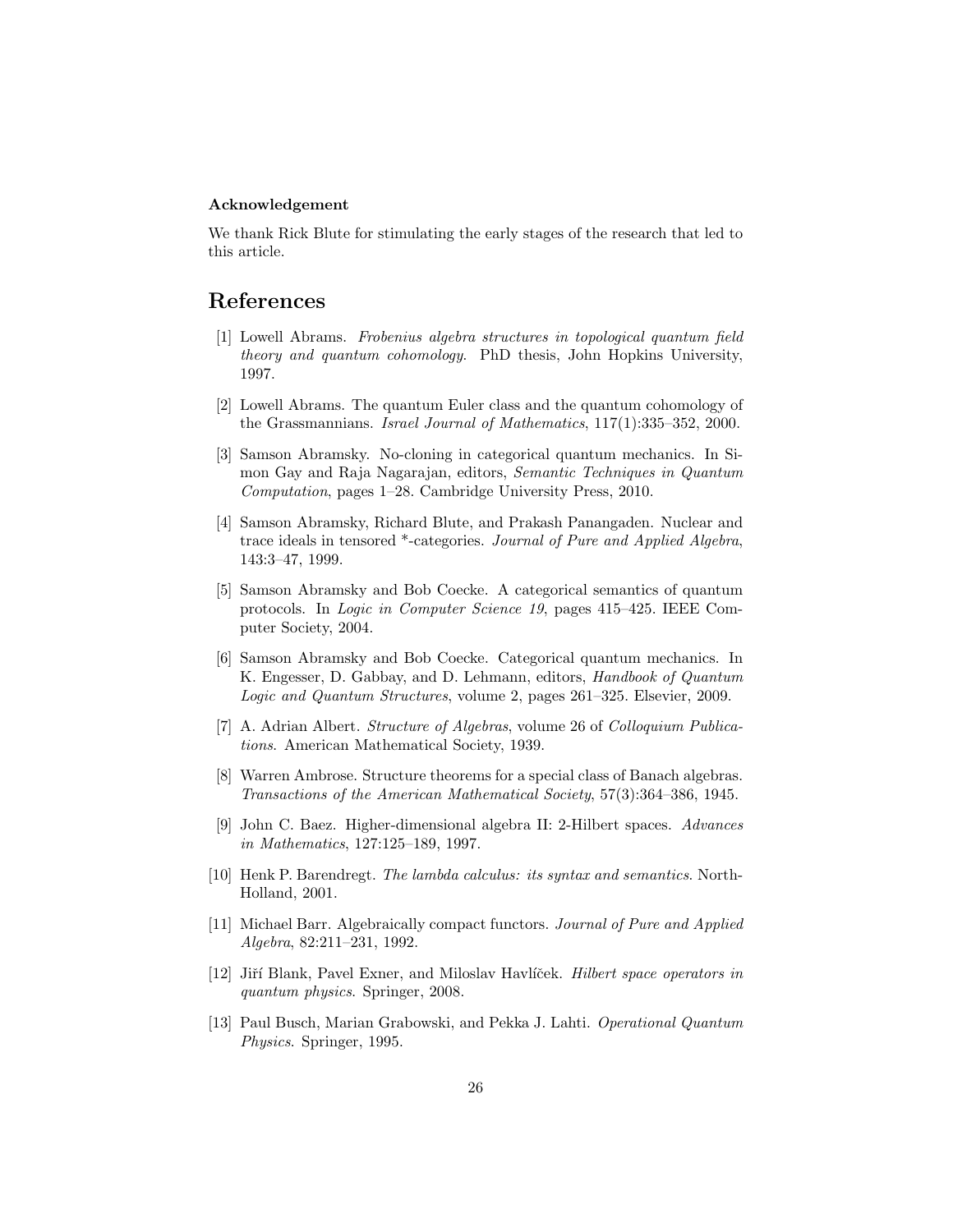#### Acknowledgement

We thank Rick Blute for stimulating the early stages of the research that led to this article.

## References

[1] Lowell Abrams. *Frobenius algebra structures in topological quantum field theory and quantum cohomology*. PhD thesis, John Hopkins University, 1997.

[2] Lowell Abrams. The quantum Euler class and the quantum cohomology of the Grassmannians. *Israel Journal of Mathematics*, 117(1):335–352, 2000.

[3] Samson Abramsky. No-cloning in categorical quantum mechanics. In Simon Gay and Raja Nagarajan, editors, *Semantic Techniques in Quantum Computation*, pages 1–28. Cambridge University Press, 2010.

[4] Samson Abramsky, Richard Blute, and Prakash Panangaden. Nuclear and trace ideals in tensored *-categories. *Journal of Pure and Applied Algebra*, 143:3–47, 1999.

[5] Samson Abramsky and Bob Coecke. A categorical semantics of quantum protocols. In *Logic in Computer Science 19*, pages 415–425. IEEE Computer Society, 2004.

[6] Samson Abramsky and Bob Coecke. Categorical quantum mechanics. In K. Engesser, D. Gabbay, and D. Lehmann, editors, *Handbook of Quantum Logic and Quantum Structures*, volume 2, pages 261–325. Elsevier, 2009.

[7] A. Adrian Albert. *Structure of Algebras*, volume 26 of *Colloquium Publications*. American Mathematical Society, 1939.

[8] Warren Ambrose. Structure theorems for a special class of Banach algebras. *Transactions of the American Mathematical Society*, 57(3):364–386, 1945.

[9] John C. Baez. Higher-dimensional algebra II: 2-Hilbert spaces. *Advances in Mathematics*, 127:125–189, 1997.

[10] Henk P. Barendregt. *The lambda calculus: its syntax and semantics*. North-Holland, 2001.

[11] Michael Barr. Algebraically compact functors. *Journal of Pure and Applied Algebra*, 82:211–231, 1992.

[12] Jiří Blank, Pavel Exner, and Miloslav Havlíček. *Hilbert space operators in quantum physics*. Springer, 2008.

[13] Paul Busch, Marian Grabowski, and Pekka J. Lahti. *Operational Quantum Physics*. Springer, 1995.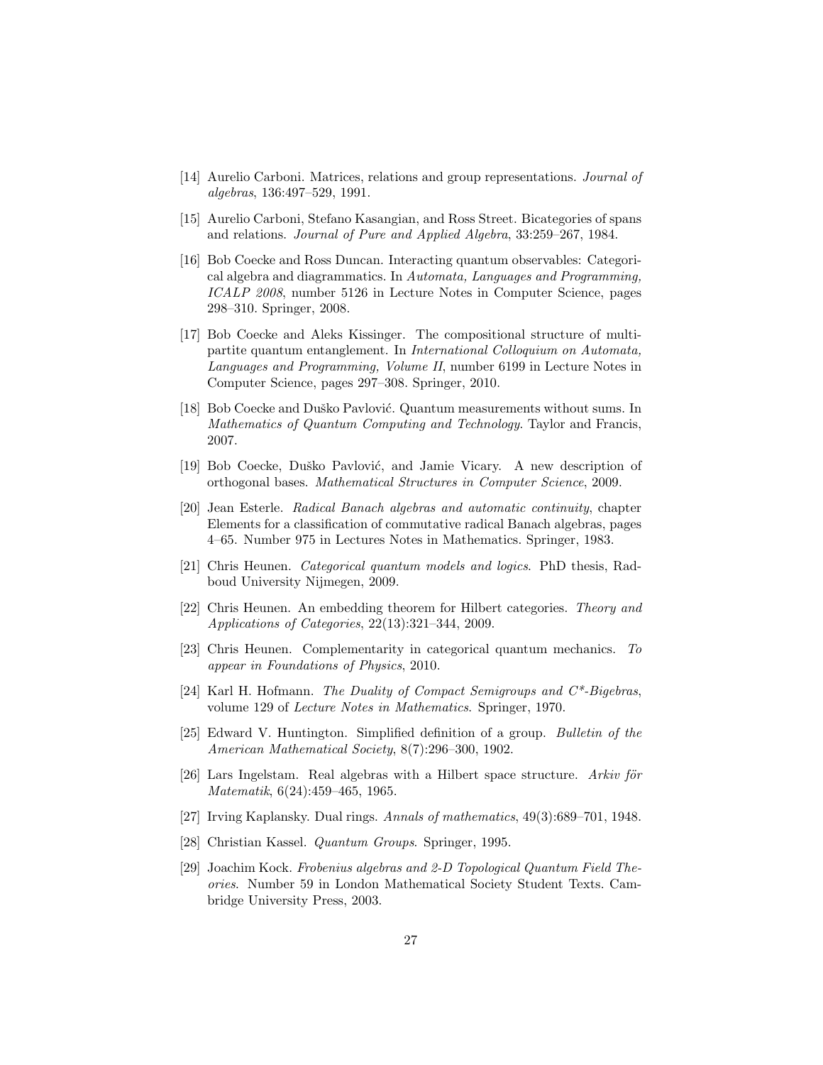[14] Aurelio Carboni. Matrices, relations and group representations. *Journal of algebras*, 136:497–529, 1991.

[15] Aurelio Carboni, Stefano Kasangian, and Ross Street. Bicategories of spans and relations. *Journal of Pure and Applied Algebra*, 33:259–267, 1984.

[16] Bob Coecke and Ross Duncan. Interacting quantum observables: Categorical algebra and diagrammatics. In *Automata, Languages and Programming, ICALP 2008*, number 5126 in Lecture Notes in Computer Science, pages 298–310. Springer, 2008.

[17] Bob Coecke and Aleks Kissinger. The compositional structure of multipartite quantum entanglement. In *International Colloquium on Automata, Languages and Programming, Volume II*, number 6199 in Lecture Notes in Computer Science, pages 297–308. Springer, 2010.

[18] Bob Coecke and Duško Pavlović. Quantum measurements without sums. In *Mathematics of Quantum Computing and Technology*. Taylor and Francis, 2007.

[19] Bob Coecke, Duško Pavlović, and Jamie Vicary. A new description of orthogonal bases. *Mathematical Structures in Computer Science*, 2009.

[20] Jean Esterle. *Radical Banach algebras and automatic continuity*, chapter Elements for a classification of commutative radical Banach algebras, pages 4–65. Number 975 in Lectures Notes in Mathematics. Springer, 1983.

[21] Chris Heunen. *Categorical quantum models and logics*. PhD thesis, Radboud University Nijmegen, 2009.

[22] Chris Heunen. An embedding theorem for Hilbert categories. *Theory and Applications of Categories*, 22(13):321–344, 2009.

[23] Chris Heunen. Complementarity in categorical quantum mechanics. *To appear in Foundations of Physics*, 2010.

[24] Karl H. Hofmann. *The Duality of Compact Semigroups and C\*-Bigebras*, volume 129 of *Lecture Notes in Mathematics*. Springer, 1970.

[25] Edward V. Huntington. Simplified definition of a group. *Bulletin of the American Mathematical Society*, 8(7):296–300, 1902.

[26] Lars Ingelstam. Real algebras with a Hilbert space structure. *Arkiv för Matematik*, 6(24):459–465, 1965.

[27] Irving Kaplansky. Dual rings. *Annals of mathematics*, 49(3):689–701, 1948.

[28] Christian Kassel. *Quantum Groups*. Springer, 1995.

[29] Joachim Kock. *Frobenius algebras and 2-D Topological Quantum Field Theories*. Number 59 in London Mathematical Society Student Texts. Cambridge University Press, 2003.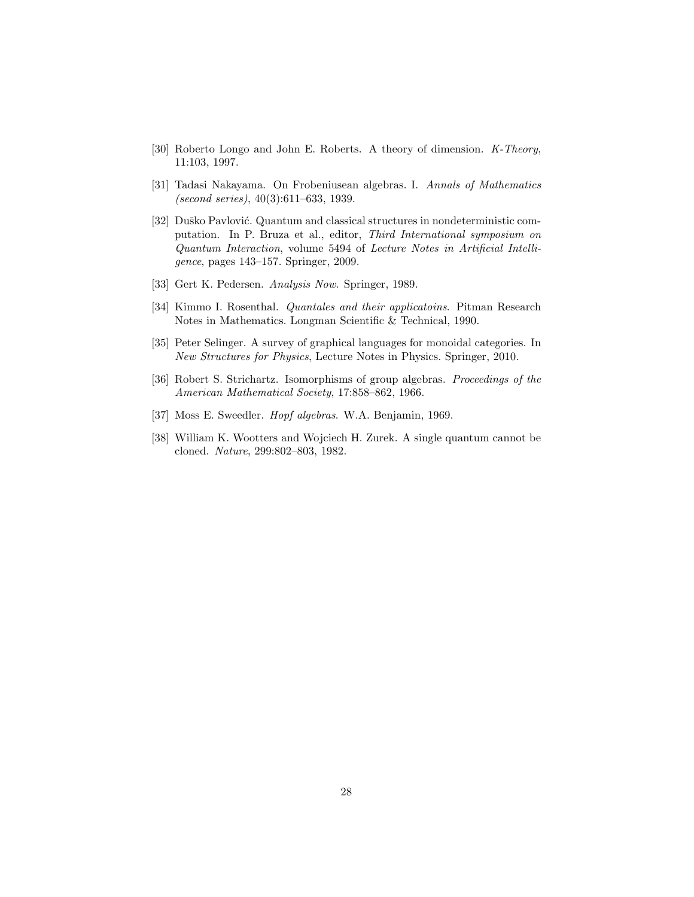[30] Roberto Longo and John E. Roberts. A theory of dimension. *K-Theory*, 11:103, 1997.

[31] Tadasi Nakayama. On Frobeniusean algebras. I. *Annals of Mathematics (second series)*, 40(3):611–633, 1939.

[32] Duško Pavlović. Quantum and classical structures in nondeterministic computation. In P. Bruza et al., editor, *Third International symposium on Quantum Interaction*, volume 5494 of *Lecture Notes in Artificial Intelligence*, pages 143–157. Springer, 2009.

[33] Gert K. Pedersen. *Analysis Now*. Springer, 1989.

[34] Kimmo I. Rosenthal. *Quantales and their applicatoins*. Pitman Research Notes in Mathematics. Longman Scientific & Technical, 1990.

[35] Peter Selinger. A survey of graphical languages for monoidal categories. In *New Structures for Physics*, Lecture Notes in Physics. Springer, 2010.

[36] Robert S. Strichartz. Isomorphisms of group algebras. *Proceedings of the American Mathematical Society*, 17:858–862, 1966.

[37] Moss E. Sweedler. *Hopf algebras*. W.A. Benjamin, 1969.

[38] William K. Wootters and Wojciech H. Zurek. A single quantum cannot be cloned. *Nature*, 299:802–803, 1982.